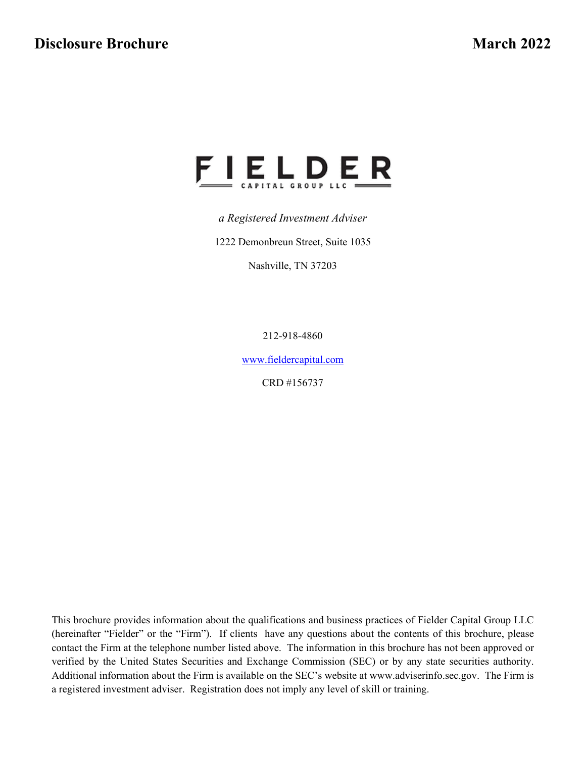**Disclosure Brochure** **March 2022**

# FIELDER

CAPITAL GROUP LLC

*a Registered Investment Adviser*

1222 Demonbreun Street, Suite 1035

Nashville, TN 37203

212-918-4860

www.fieldercapital.com

CRD #156737

This brochure provides information about the qualifications and business practices of Fielder Capital Group LLC (hereinafter "Fielder" or the "Firm"). If clients have any questions about the contents of this brochure, please contact the Firm at the telephone number listed above. The information in this brochure has not been approved or verified by the United States Securities and Exchange Commission (SEC) or by any state securities authority. Additional information about the Firm is available on the SEC's website at www.adviserinfo.sec.gov. The Firm is a registered investment adviser. Registration does not imply any level of skill or training.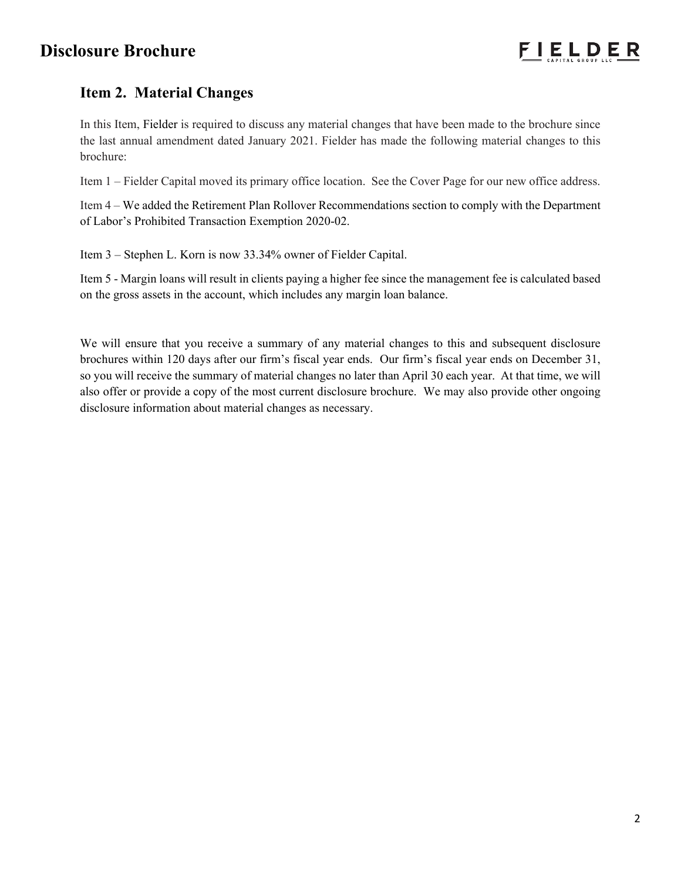## Item 2. Material Changes

In this Item, Fielder is required to discuss any material changes that have been made to the brochure since the last annual amendment dated January 2021. Fielder has made the following material changes to this brochure:

Item 1 – Fielder Capital moved its primary office location. See the Cover Page for our new office address.

Item 4 – We added the Retirement Plan Rollover Recommendations section to comply with the Department of Labor's Prohibited Transaction Exemption 2020-02.

Item 3 – Stephen L. Korn is now 33.34% owner of Fielder Capital.

Item 5 - Margin loans will result in clients paying a higher fee since the management fee is calculated based on the gross assets in the account, which includes any margin loan balance.

We will ensure that you receive a summary of any material changes to this and subsequent disclosure brochures within 120 days after our firm's fiscal year ends. Our firm's fiscal year ends on December 31, so you will receive the summary of material changes no later than April 30 each year. At that time, we will also offer or provide a copy of the most current disclosure brochure. We may also provide other ongoing disclosure information about material changes as necessary.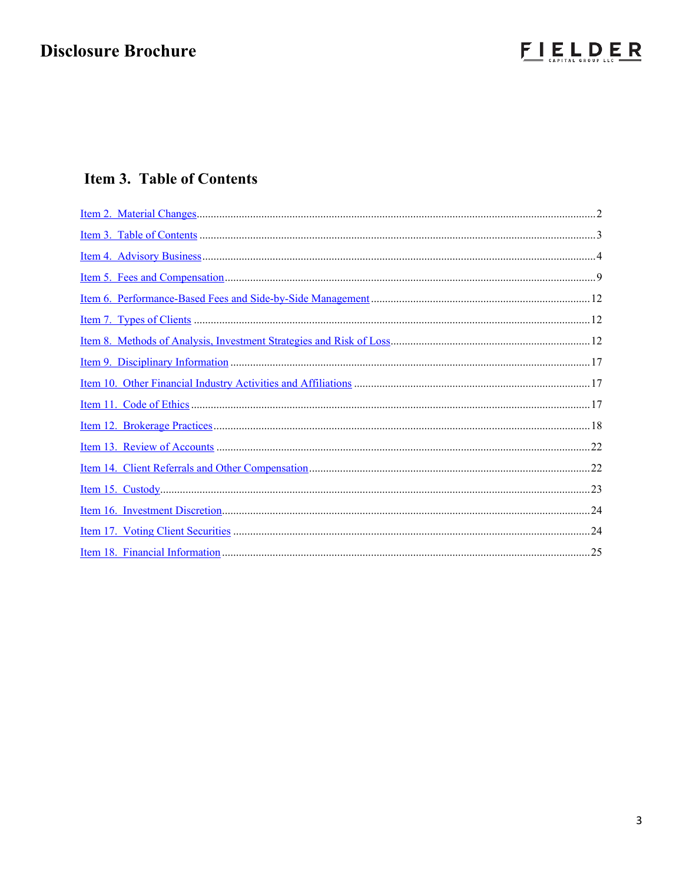## Item 3. Table of Contents

Item 2. Material Changes ........ 2

Item 3. Table of Contents ........ 3

Item 4. Advisory Business ........ 4

Item 5. Fees and Compensation ........ 9

Item 6. Performance-Based Fees and Side-by-Side Management ........ 12

Item 7. Types of Clients ........ 12

Item 8. Methods of Analysis, Investment Strategies and Risk of Loss ........ 12

Item 9. Disciplinary Information ........ 17

Item 10. Other Financial Industry Activities and Affiliations ........ 17

Item 11. Code of Ethics ........ 17

Item 12. Brokerage Practices ........ 18

Item 13. Review of Accounts ........ 22

Item 14. Client Referrals and Other Compensation ........ 22

Item 15. Custody ........ 23

Item 16. Investment Discretion ........ 24

Item 17. Voting Client Securities ........ 24

Item 18. Financial Information ........ 25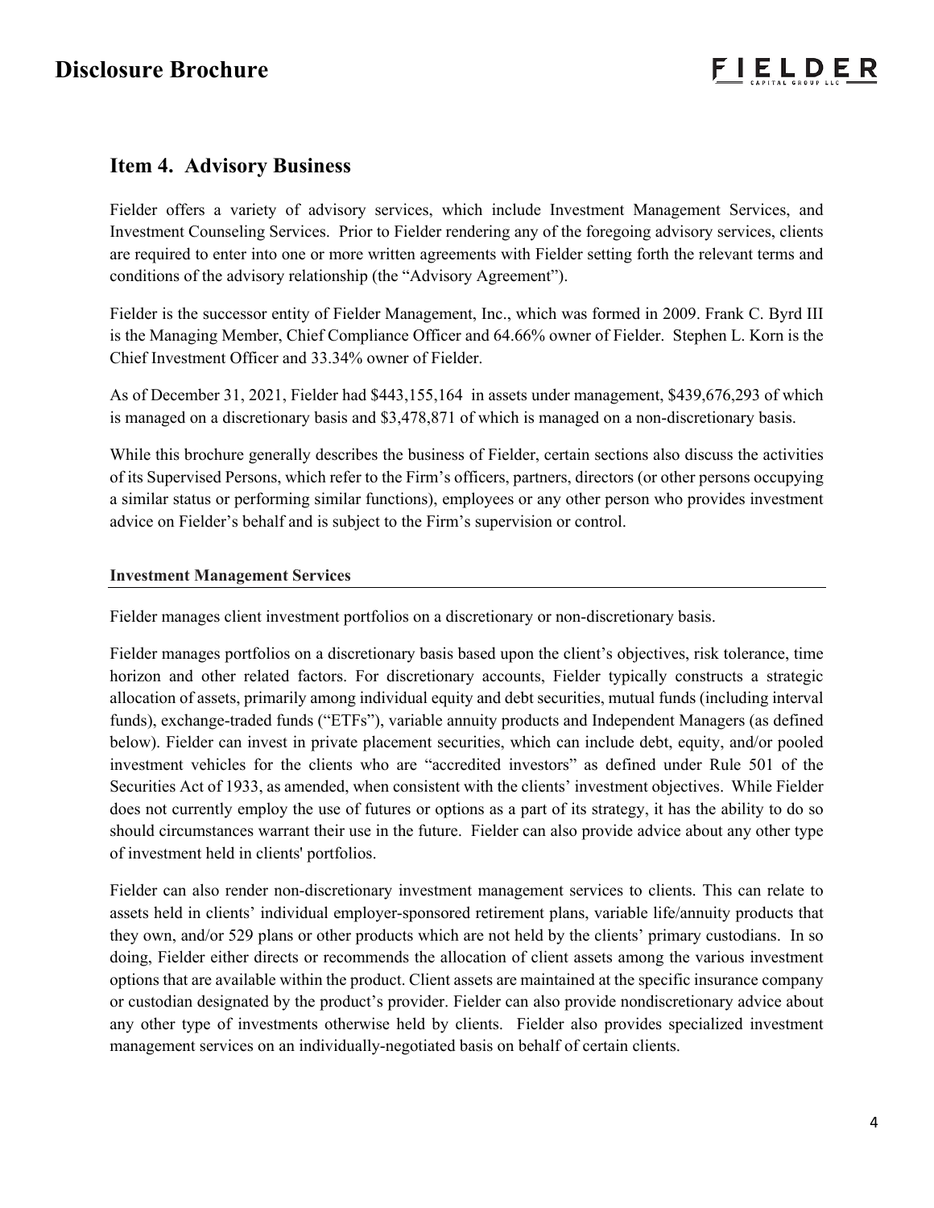## Item 4. Advisory Business

Fielder offers a variety of advisory services, which include Investment Management Services, and Investment Counseling Services. Prior to Fielder rendering any of the foregoing advisory services, clients are required to enter into one or more written agreements with Fielder setting forth the relevant terms and conditions of the advisory relationship (the "Advisory Agreement").

Fielder is the successor entity of Fielder Management, Inc., which was formed in 2009. Frank C. Byrd III is the Managing Member, Chief Compliance Officer and 64.66% owner of Fielder. Stephen L. Korn is the Chief Investment Officer and 33.34% owner of Fielder.

As of December 31, 2021, Fielder had $443,155,164 in assets under management, $439,676,293 of which is managed on a discretionary basis and $3,478,871 of which is managed on a non-discretionary basis.

While this brochure generally describes the business of Fielder, certain sections also discuss the activities of its Supervised Persons, which refer to the Firm's officers, partners, directors (or other persons occupying a similar status or performing similar functions), employees or any other person who provides investment advice on Fielder's behalf and is subject to the Firm's supervision or control.

### Investment Management Services

Fielder manages client investment portfolios on a discretionary or non-discretionary basis.

Fielder manages portfolios on a discretionary basis based upon the client's objectives, risk tolerance, time horizon and other related factors. For discretionary accounts, Fielder typically constructs a strategic allocation of assets, primarily among individual equity and debt securities, mutual funds (including interval funds), exchange-traded funds ("ETFs"), variable annuity products and Independent Managers (as defined below). Fielder can invest in private placement securities, which can include debt, equity, and/or pooled investment vehicles for the clients who are "accredited investors" as defined under Rule 501 of the Securities Act of 1933, as amended, when consistent with the clients' investment objectives. While Fielder does not currently employ the use of futures or options as a part of its strategy, it has the ability to do so should circumstances warrant their use in the future. Fielder can also provide advice about any other type of investment held in clients' portfolios.

Fielder can also render non-discretionary investment management services to clients. This can relate to assets held in clients' individual employer-sponsored retirement plans, variable life/annuity products that they own, and/or 529 plans or other products which are not held by the clients' primary custodians. In so doing, Fielder either directs or recommends the allocation of client assets among the various investment options that are available within the product. Client assets are maintained at the specific insurance company or custodian designated by the product's provider. Fielder can also provide nondiscretionary advice about any other type of investments otherwise held by clients. Fielder also provides specialized investment management services on an individually-negotiated basis on behalf of certain clients.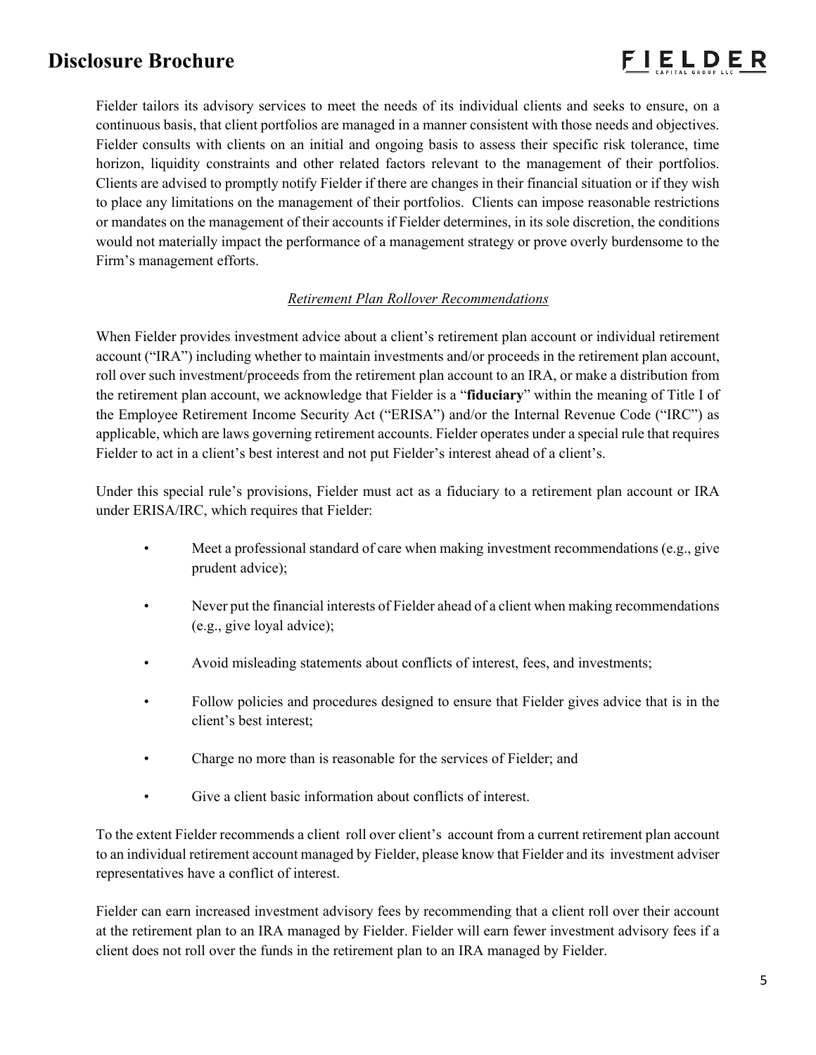Fielder tailors its advisory services to meet the needs of its individual clients and seeks to ensure, on a continuous basis, that client portfolios are managed in a manner consistent with those needs and objectives. Fielder consults with clients on an initial and ongoing basis to assess their specific risk tolerance, time horizon, liquidity constraints and other related factors relevant to the management of their portfolios. Clients are advised to promptly notify Fielder if there are changes in their financial situation or if they wish to place any limitations on the management of their portfolios. Clients can impose reasonable restrictions or mandates on the management of their accounts if Fielder determines, in its sole discretion, the conditions would not materially impact the performance of a management strategy or prove overly burdensome to the Firm's management efforts.

*Retirement Plan Rollover Recommendations*

When Fielder provides investment advice about a client's retirement plan account or individual retirement account ("IRA") including whether to maintain investments and/or proceeds in the retirement plan account, roll over such investment/proceeds from the retirement plan account to an IRA, or make a distribution from the retirement plan account, we acknowledge that Fielder is a "**fiduciary**" within the meaning of Title I of the Employee Retirement Income Security Act ("ERISA") and/or the Internal Revenue Code ("IRC") as applicable, which are laws governing retirement accounts. Fielder operates under a special rule that requires Fielder to act in a client's best interest and not put Fielder's interest ahead of a client's.

Under this special rule's provisions, Fielder must act as a fiduciary to a retirement plan account or IRA under ERISA/IRC, which requires that Fielder:

- Meet a professional standard of care when making investment recommendations (e.g., give prudent advice);
- Never put the financial interests of Fielder ahead of a client when making recommendations (e.g., give loyal advice);
- Avoid misleading statements about conflicts of interest, fees, and investments;
- Follow policies and procedures designed to ensure that Fielder gives advice that is in the client's best interest;
- Charge no more than is reasonable for the services of Fielder; and
- Give a client basic information about conflicts of interest.

To the extent Fielder recommends a client roll over client's account from a current retirement plan account to an individual retirement account managed by Fielder, please know that Fielder and its investment adviser representatives have a conflict of interest.

Fielder can earn increased investment advisory fees by recommending that a client roll over their account at the retirement plan to an IRA managed by Fielder. Fielder will earn fewer investment advisory fees if a client does not roll over the funds in the retirement plan to an IRA managed by Fielder.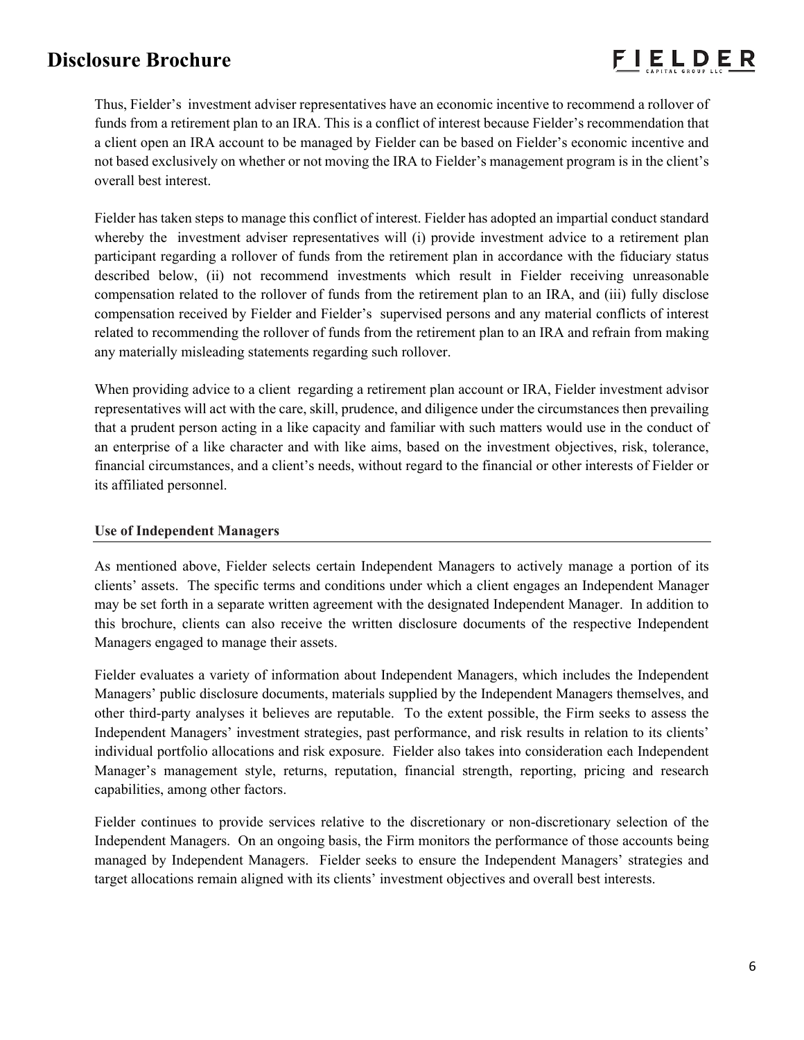Thus, Fielder's investment adviser representatives have an economic incentive to recommend a rollover of funds from a retirement plan to an IRA. This is a conflict of interest because Fielder's recommendation that a client open an IRA account to be managed by Fielder can be based on Fielder's economic incentive and not based exclusively on whether or not moving the IRA to Fielder's management program is in the client's overall best interest.

Fielder has taken steps to manage this conflict of interest. Fielder has adopted an impartial conduct standard whereby the investment adviser representatives will (i) provide investment advice to a retirement plan participant regarding a rollover of funds from the retirement plan in accordance with the fiduciary status described below, (ii) not recommend investments which result in Fielder receiving unreasonable compensation related to the rollover of funds from the retirement plan to an IRA, and (iii) fully disclose compensation received by Fielder and Fielder's supervised persons and any material conflicts of interest related to recommending the rollover of funds from the retirement plan to an IRA and refrain from making any materially misleading statements regarding such rollover.

When providing advice to a client regarding a retirement plan account or IRA, Fielder investment advisor representatives will act with the care, skill, prudence, and diligence under the circumstances then prevailing that a prudent person acting in a like capacity and familiar with such matters would use in the conduct of an enterprise of a like character and with like aims, based on the investment objectives, risk, tolerance, financial circumstances, and a client's needs, without regard to the financial or other interests of Fielder or its affiliated personnel.

### Use of Independent Managers

As mentioned above, Fielder selects certain Independent Managers to actively manage a portion of its clients' assets. The specific terms and conditions under which a client engages an Independent Manager may be set forth in a separate written agreement with the designated Independent Manager. In addition to this brochure, clients can also receive the written disclosure documents of the respective Independent Managers engaged to manage their assets.

Fielder evaluates a variety of information about Independent Managers, which includes the Independent Managers' public disclosure documents, materials supplied by the Independent Managers themselves, and other third-party analyses it believes are reputable. To the extent possible, the Firm seeks to assess the Independent Managers' investment strategies, past performance, and risk results in relation to its clients' individual portfolio allocations and risk exposure. Fielder also takes into consideration each Independent Manager's management style, returns, reputation, financial strength, reporting, pricing and research capabilities, among other factors.

Fielder continues to provide services relative to the discretionary or non-discretionary selection of the Independent Managers. On an ongoing basis, the Firm monitors the performance of those accounts being managed by Independent Managers. Fielder seeks to ensure the Independent Managers' strategies and target allocations remain aligned with its clients' investment objectives and overall best interests.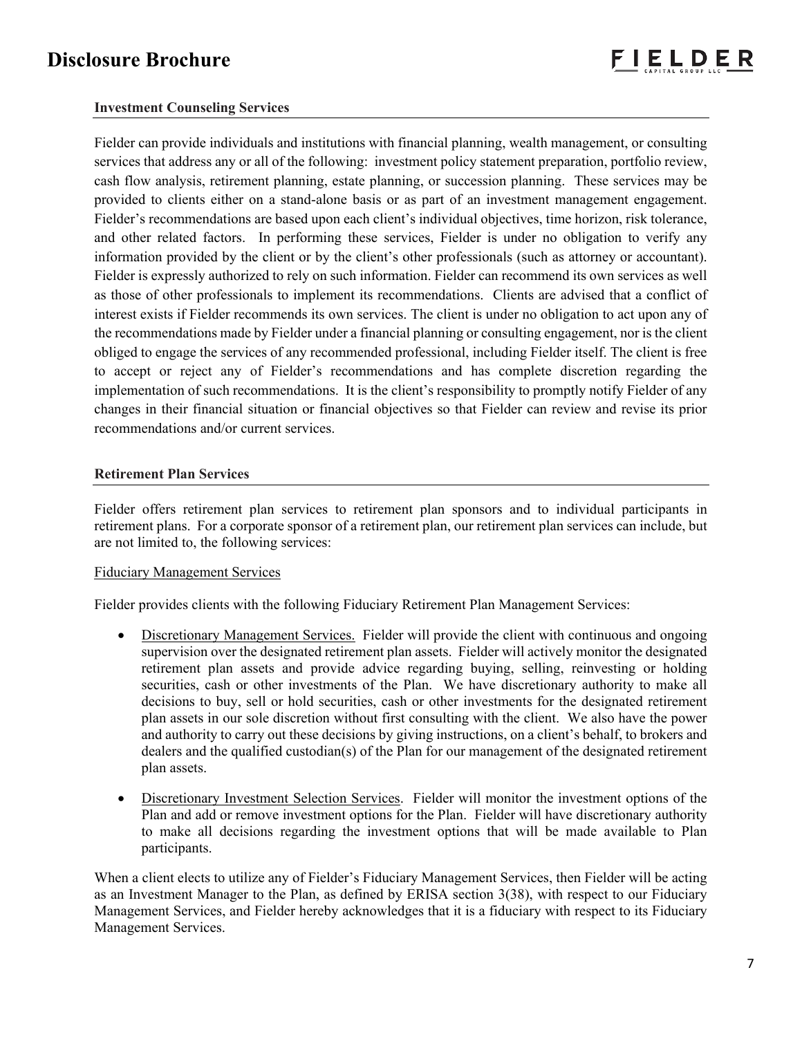### Investment Counseling Services

Fielder can provide individuals and institutions with financial planning, wealth management, or consulting services that address any or all of the following: investment policy statement preparation, portfolio review, cash flow analysis, retirement planning, estate planning, or succession planning. These services may be provided to clients either on a stand-alone basis or as part of an investment management engagement. Fielder's recommendations are based upon each client's individual objectives, time horizon, risk tolerance, and other related factors. In performing these services, Fielder is under no obligation to verify any information provided by the client or by the client's other professionals (such as attorney or accountant). Fielder is expressly authorized to rely on such information. Fielder can recommend its own services as well as those of other professionals to implement its recommendations. Clients are advised that a conflict of interest exists if Fielder recommends its own services. The client is under no obligation to act upon any of the recommendations made by Fielder under a financial planning or consulting engagement, nor is the client obliged to engage the services of any recommended professional, including Fielder itself. The client is free to accept or reject any of Fielder's recommendations and has complete discretion regarding the implementation of such recommendations. It is the client's responsibility to promptly notify Fielder of any changes in their financial situation or financial objectives so that Fielder can review and revise its prior recommendations and/or current services.

### Retirement Plan Services

Fielder offers retirement plan services to retirement plan sponsors and to individual participants in retirement plans. For a corporate sponsor of a retirement plan, our retirement plan services can include, but are not limited to, the following services:

<u>Fiduciary Management Services</u>

Fielder provides clients with the following Fiduciary Retirement Plan Management Services:

- <u>Discretionary Management Services.</u> Fielder will provide the client with continuous and ongoing supervision over the designated retirement plan assets. Fielder will actively monitor the designated retirement plan assets and provide advice regarding buying, selling, reinvesting or holding securities, cash or other investments of the Plan. We have discretionary authority to make all decisions to buy, sell or hold securities, cash or other investments for the designated retirement plan assets in our sole discretion without first consulting with the client. We also have the power and authority to carry out these decisions by giving instructions, on a client's behalf, to brokers and dealers and the qualified custodian(s) of the Plan for our management of the designated retirement plan assets.

- <u>Discretionary Investment Selection Services</u>. Fielder will monitor the investment options of the Plan and add or remove investment options for the Plan. Fielder will have discretionary authority to make all decisions regarding the investment options that will be made available to Plan participants.

When a client elects to utilize any of Fielder's Fiduciary Management Services, then Fielder will be acting as an Investment Manager to the Plan, as defined by ERISA section 3(38), with respect to our Fiduciary Management Services, and Fielder hereby acknowledges that it is a fiduciary with respect to its Fiduciary Management Services.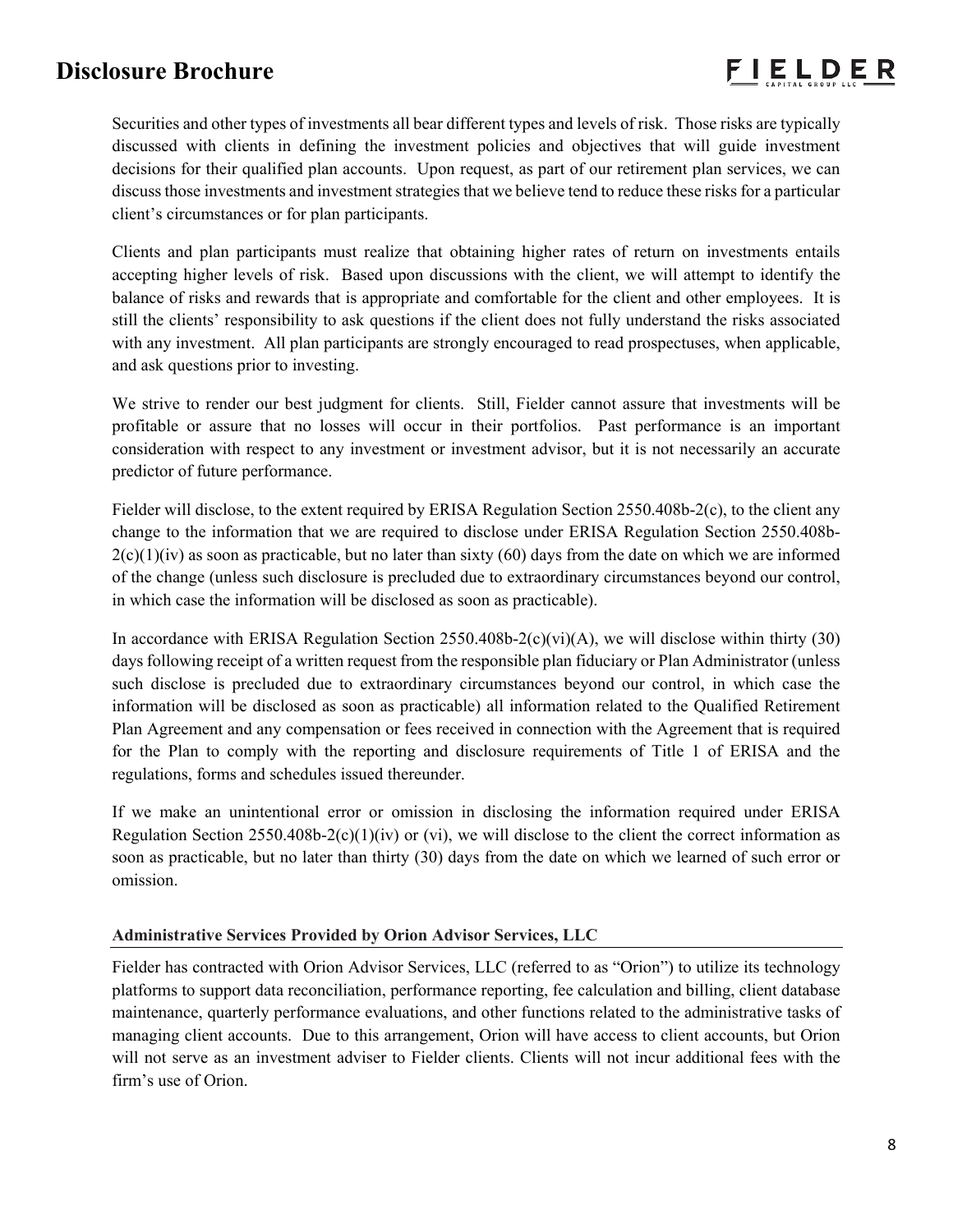Securities and other types of investments all bear different types and levels of risk. Those risks are typically discussed with clients in defining the investment policies and objectives that will guide investment decisions for their qualified plan accounts. Upon request, as part of our retirement plan services, we can discuss those investments and investment strategies that we believe tend to reduce these risks for a particular client's circumstances or for plan participants.

Clients and plan participants must realize that obtaining higher rates of return on investments entails accepting higher levels of risk. Based upon discussions with the client, we will attempt to identify the balance of risks and rewards that is appropriate and comfortable for the client and other employees. It is still the clients' responsibility to ask questions if the client does not fully understand the risks associated with any investment. All plan participants are strongly encouraged to read prospectuses, when applicable, and ask questions prior to investing.

We strive to render our best judgment for clients. Still, Fielder cannot assure that investments will be profitable or assure that no losses will occur in their portfolios. Past performance is an important consideration with respect to any investment or investment advisor, but it is not necessarily an accurate predictor of future performance.

Fielder will disclose, to the extent required by ERISA Regulation Section 2550.408b-2(c), to the client any change to the information that we are required to disclose under ERISA Regulation Section 2550.408b-2(c)(1)(iv) as soon as practicable, but no later than sixty (60) days from the date on which we are informed of the change (unless such disclosure is precluded due to extraordinary circumstances beyond our control, in which case the information will be disclosed as soon as practicable).

In accordance with ERISA Regulation Section 2550.408b-2(c)(vi)(A), we will disclose within thirty (30) days following receipt of a written request from the responsible plan fiduciary or Plan Administrator (unless such disclose is precluded due to extraordinary circumstances beyond our control, in which case the information will be disclosed as soon as practicable) all information related to the Qualified Retirement Plan Agreement and any compensation or fees received in connection with the Agreement that is required for the Plan to comply with the reporting and disclosure requirements of Title 1 of ERISA and the regulations, forms and schedules issued thereunder.

If we make an unintentional error or omission in disclosing the information required under ERISA Regulation Section 2550.408b-2(c)(1)(iv) or (vi), we will disclose to the client the correct information as soon as practicable, but no later than thirty (30) days from the date on which we learned of such error or omission.

#### Administrative Services Provided by Orion Advisor Services, LLC

Fielder has contracted with Orion Advisor Services, LLC (referred to as "Orion") to utilize its technology platforms to support data reconciliation, performance reporting, fee calculation and billing, client database maintenance, quarterly performance evaluations, and other functions related to the administrative tasks of managing client accounts. Due to this arrangement, Orion will have access to client accounts, but Orion will not serve as an investment adviser to Fielder clients. Clients will not incur additional fees with the firm's use of Orion.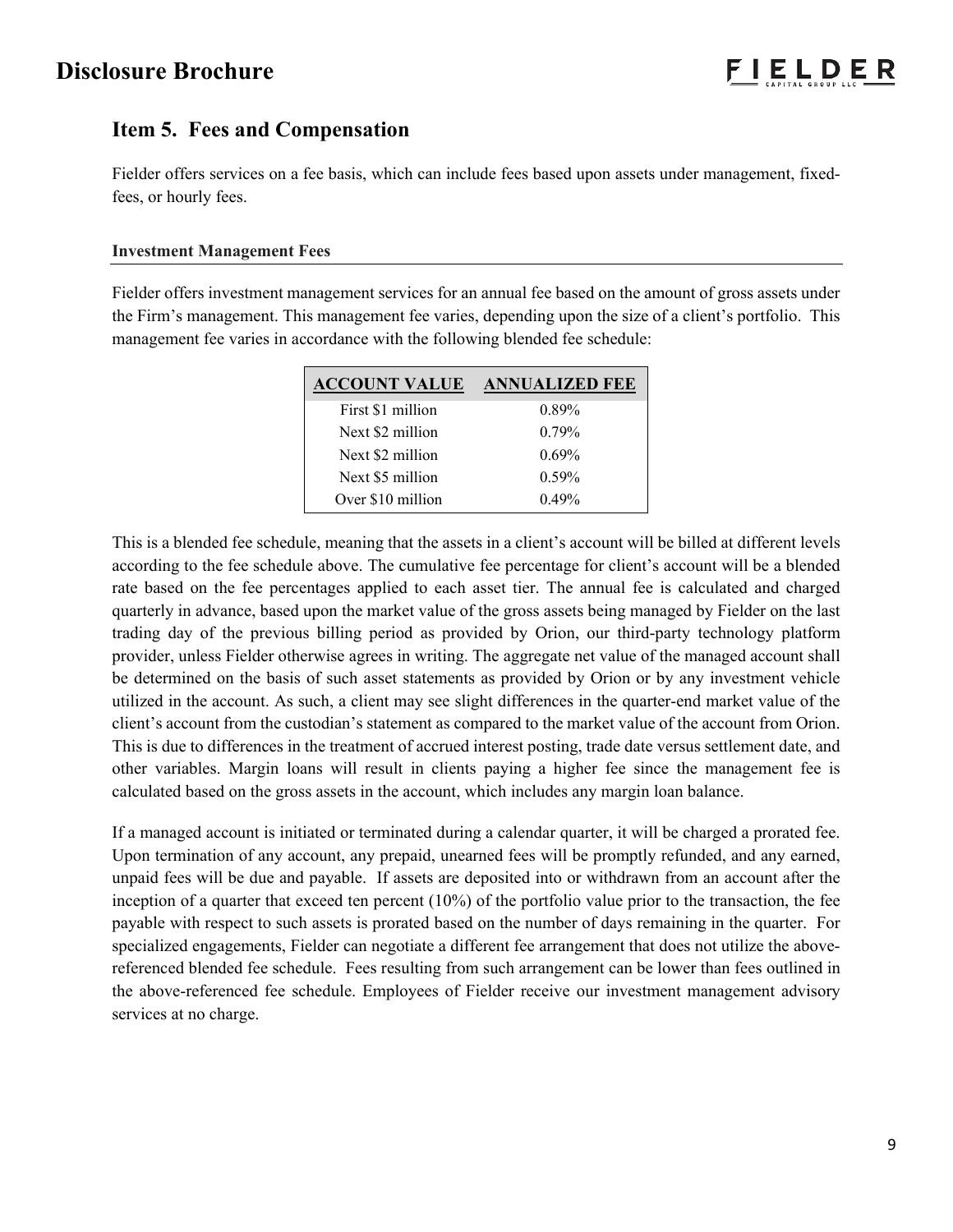## Item 5. Fees and Compensation

Fielder offers services on a fee basis, which can include fees based upon assets under management, fixed-fees, or hourly fees.

### Investment Management Fees

Fielder offers investment management services for an annual fee based on the amount of gross assets under the Firm's management. This management fee varies, depending upon the size of a client's portfolio. This management fee varies in accordance with the following blended fee schedule:

| ACCOUNT VALUE | ANNUALIZED FEE |
|---|---|
| First $1 million | 0.89% |
| Next $2 million | 0.79% |
| Next $2 million | 0.69% |
| Next $5 million | 0.59% |
| Over $10 million | 0.49% |

This is a blended fee schedule, meaning that the assets in a client's account will be billed at different levels according to the fee schedule above. The cumulative fee percentage for client's account will be a blended rate based on the fee percentages applied to each asset tier. The annual fee is calculated and charged quarterly in advance, based upon the market value of the gross assets being managed by Fielder on the last trading day of the previous billing period as provided by Orion, our third-party technology platform provider, unless Fielder otherwise agrees in writing. The aggregate net value of the managed account shall be determined on the basis of such asset statements as provided by Orion or by any investment vehicle utilized in the account. As such, a client may see slight differences in the quarter-end market value of the client's account from the custodian's statement as compared to the market value of the account from Orion. This is due to differences in the treatment of accrued interest posting, trade date versus settlement date, and other variables. Margin loans will result in clients paying a higher fee since the management fee is calculated based on the gross assets in the account, which includes any margin loan balance.

If a managed account is initiated or terminated during a calendar quarter, it will be charged a prorated fee. Upon termination of any account, any prepaid, unearned fees will be promptly refunded, and any earned, unpaid fees will be due and payable. If assets are deposited into or withdrawn from an account after the inception of a quarter that exceed ten percent (10%) of the portfolio value prior to the transaction, the fee payable with respect to such assets is prorated based on the number of days remaining in the quarter. For specialized engagements, Fielder can negotiate a different fee arrangement that does not utilize the above-referenced blended fee schedule. Fees resulting from such arrangement can be lower than fees outlined in the above-referenced fee schedule. Employees of Fielder receive our investment management advisory services at no charge.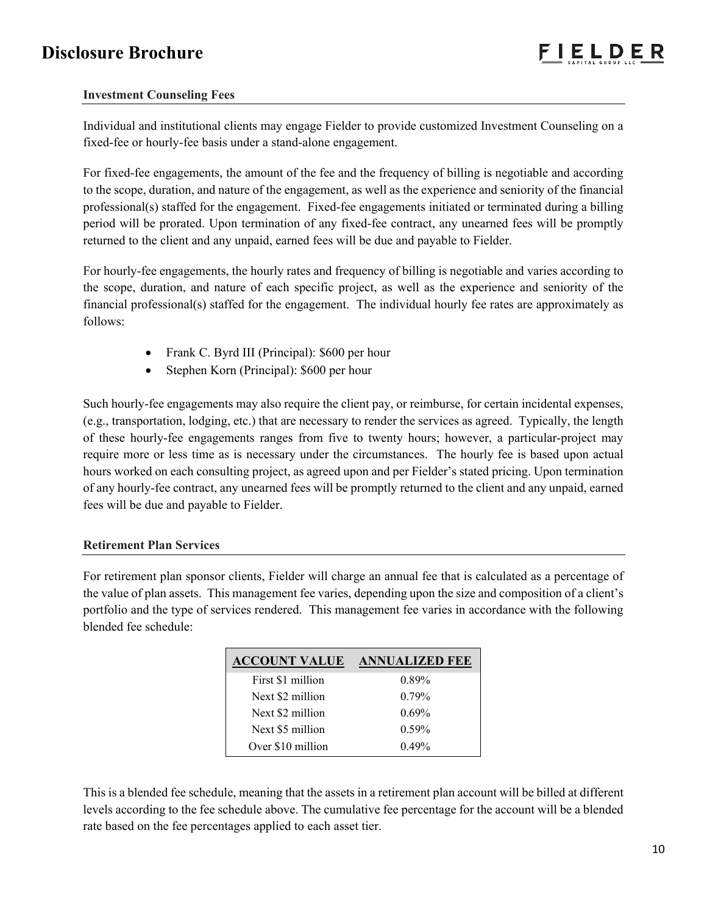### Investment Counseling Fees

Individual and institutional clients may engage Fielder to provide customized Investment Counseling on a fixed-fee or hourly-fee basis under a stand-alone engagement.

For fixed-fee engagements, the amount of the fee and the frequency of billing is negotiable and according to the scope, duration, and nature of the engagement, as well as the experience and seniority of the financial professional(s) staffed for the engagement. Fixed-fee engagements initiated or terminated during a billing period will be prorated. Upon termination of any fixed-fee contract, any unearned fees will be promptly returned to the client and any unpaid, earned fees will be due and payable to Fielder.

For hourly-fee engagements, the hourly rates and frequency of billing is negotiable and varies according to the scope, duration, and nature of each specific project, as well as the experience and seniority of the financial professional(s) staffed for the engagement. The individual hourly fee rates are approximately as follows:

- Frank C. Byrd III (Principal): $600 per hour
- Stephen Korn (Principal): $600 per hour

Such hourly-fee engagements may also require the client pay, or reimburse, for certain incidental expenses, (e.g., transportation, lodging, etc.) that are necessary to render the services as agreed. Typically, the length of these hourly-fee engagements ranges from five to twenty hours; however, a particular-project may require more or less time as is necessary under the circumstances. The hourly fee is based upon actual hours worked on each consulting project, as agreed upon and per Fielder's stated pricing. Upon termination of any hourly-fee contract, any unearned fees will be promptly returned to the client and any unpaid, earned fees will be due and payable to Fielder.

### Retirement Plan Services

For retirement plan sponsor clients, Fielder will charge an annual fee that is calculated as a percentage of the value of plan assets. This management fee varies, depending upon the size and composition of a client's portfolio and the type of services rendered. This management fee varies in accordance with the following blended fee schedule:

| ACCOUNT VALUE | ANNUALIZED FEE |
|---|---|
| First $1 million | 0.89% |
| Next $2 million | 0.79% |
| Next $2 million | 0.69% |
| Next $5 million | 0.59% |
| Over $10 million | 0.49% |

This is a blended fee schedule, meaning that the assets in a retirement plan account will be billed at different levels according to the fee schedule above. The cumulative fee percentage for the account will be a blended rate based on the fee percentages applied to each asset tier.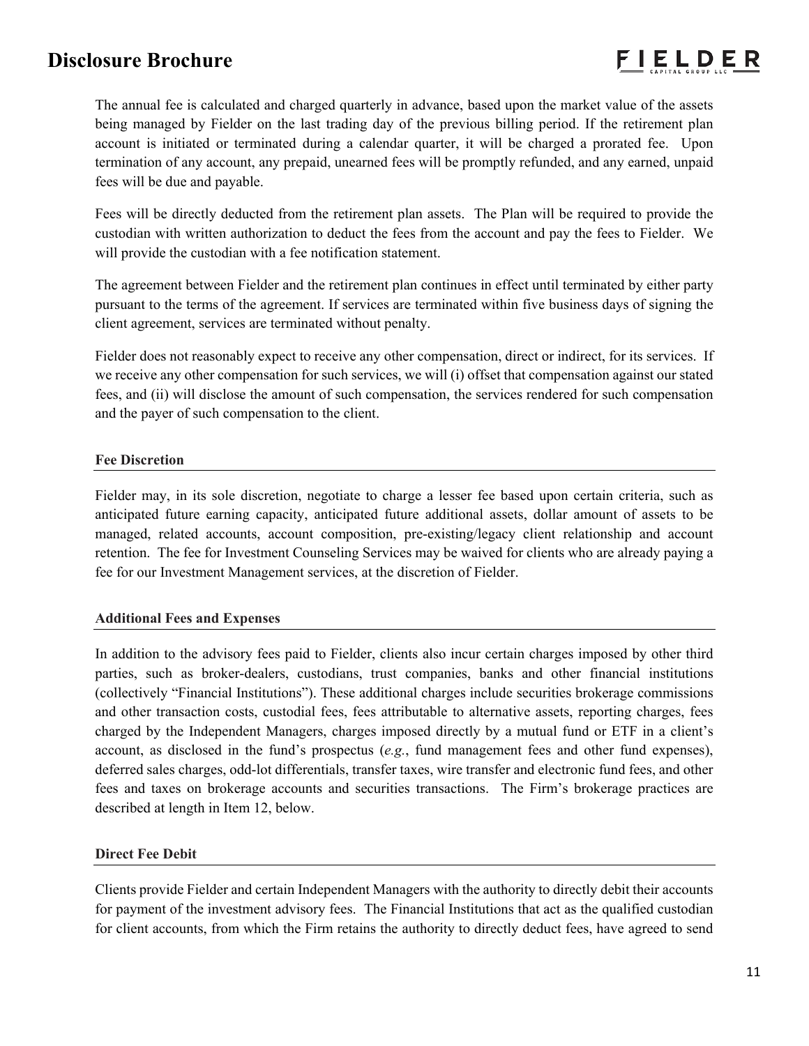The annual fee is calculated and charged quarterly in advance, based upon the market value of the assets being managed by Fielder on the last trading day of the previous billing period. If the retirement plan account is initiated or terminated during a calendar quarter, it will be charged a prorated fee. Upon termination of any account, any prepaid, unearned fees will be promptly refunded, and any earned, unpaid fees will be due and payable.

Fees will be directly deducted from the retirement plan assets. The Plan will be required to provide the custodian with written authorization to deduct the fees from the account and pay the fees to Fielder. We will provide the custodian with a fee notification statement.

The agreement between Fielder and the retirement plan continues in effect until terminated by either party pursuant to the terms of the agreement. If services are terminated within five business days of signing the client agreement, services are terminated without penalty.

Fielder does not reasonably expect to receive any other compensation, direct or indirect, for its services. If we receive any other compensation for such services, we will (i) offset that compensation against our stated fees, and (ii) will disclose the amount of such compensation, the services rendered for such compensation and the payer of such compensation to the client.

**Fee Discretion**

Fielder may, in its sole discretion, negotiate to charge a lesser fee based upon certain criteria, such as anticipated future earning capacity, anticipated future additional assets, dollar amount of assets to be managed, related accounts, account composition, pre-existing/legacy client relationship and account retention. The fee for Investment Counseling Services may be waived for clients who are already paying a fee for our Investment Management services, at the discretion of Fielder.

**Additional Fees and Expenses**

In addition to the advisory fees paid to Fielder, clients also incur certain charges imposed by other third parties, such as broker-dealers, custodians, trust companies, banks and other financial institutions (collectively "Financial Institutions"). These additional charges include securities brokerage commissions and other transaction costs, custodial fees, fees attributable to alternative assets, reporting charges, fees charged by the Independent Managers, charges imposed directly by a mutual fund or ETF in a client's account, as disclosed in the fund's prospectus (*e.g.*, fund management fees and other fund expenses), deferred sales charges, odd-lot differentials, transfer taxes, wire transfer and electronic fund fees, and other fees and taxes on brokerage accounts and securities transactions. The Firm's brokerage practices are described at length in Item 12, below.

**Direct Fee Debit**

Clients provide Fielder and certain Independent Managers with the authority to directly debit their accounts for payment of the investment advisory fees. The Financial Institutions that act as the qualified custodian for client accounts, from which the Firm retains the authority to directly deduct fees, have agreed to send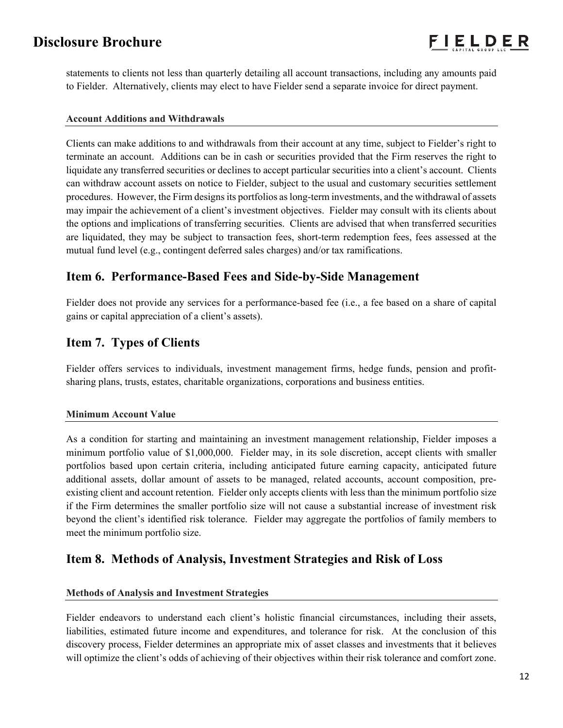statements to clients not less than quarterly detailing all account transactions, including any amounts paid to Fielder. Alternatively, clients may elect to have Fielder send a separate invoice for direct payment.

#### Account Additions and Withdrawals

Clients can make additions to and withdrawals from their account at any time, subject to Fielder's right to terminate an account. Additions can be in cash or securities provided that the Firm reserves the right to liquidate any transferred securities or declines to accept particular securities into a client's account. Clients can withdraw account assets on notice to Fielder, subject to the usual and customary securities settlement procedures. However, the Firm designs its portfolios as long-term investments, and the withdrawal of assets may impair the achievement of a client's investment objectives. Fielder may consult with its clients about the options and implications of transferring securities. Clients are advised that when transferred securities are liquidated, they may be subject to transaction fees, short-term redemption fees, fees assessed at the mutual fund level (e.g., contingent deferred sales charges) and/or tax ramifications.

## Item 6. Performance-Based Fees and Side-by-Side Management

Fielder does not provide any services for a performance-based fee (i.e., a fee based on a share of capital gains or capital appreciation of a client's assets).

## Item 7. Types of Clients

Fielder offers services to individuals, investment management firms, hedge funds, pension and profit-sharing plans, trusts, estates, charitable organizations, corporations and business entities.

#### Minimum Account Value

As a condition for starting and maintaining an investment management relationship, Fielder imposes a minimum portfolio value of $1,000,000. Fielder may, in its sole discretion, accept clients with smaller portfolios based upon certain criteria, including anticipated future earning capacity, anticipated future additional assets, dollar amount of assets to be managed, related accounts, account composition, pre-existing client and account retention. Fielder only accepts clients with less than the minimum portfolio size if the Firm determines the smaller portfolio size will not cause a substantial increase of investment risk beyond the client's identified risk tolerance. Fielder may aggregate the portfolios of family members to meet the minimum portfolio size.

## Item 8. Methods of Analysis, Investment Strategies and Risk of Loss

#### Methods of Analysis and Investment Strategies

Fielder endeavors to understand each client's holistic financial circumstances, including their assets, liabilities, estimated future income and expenditures, and tolerance for risk. At the conclusion of this discovery process, Fielder determines an appropriate mix of asset classes and investments that it believes will optimize the client's odds of achieving of their objectives within their risk tolerance and comfort zone.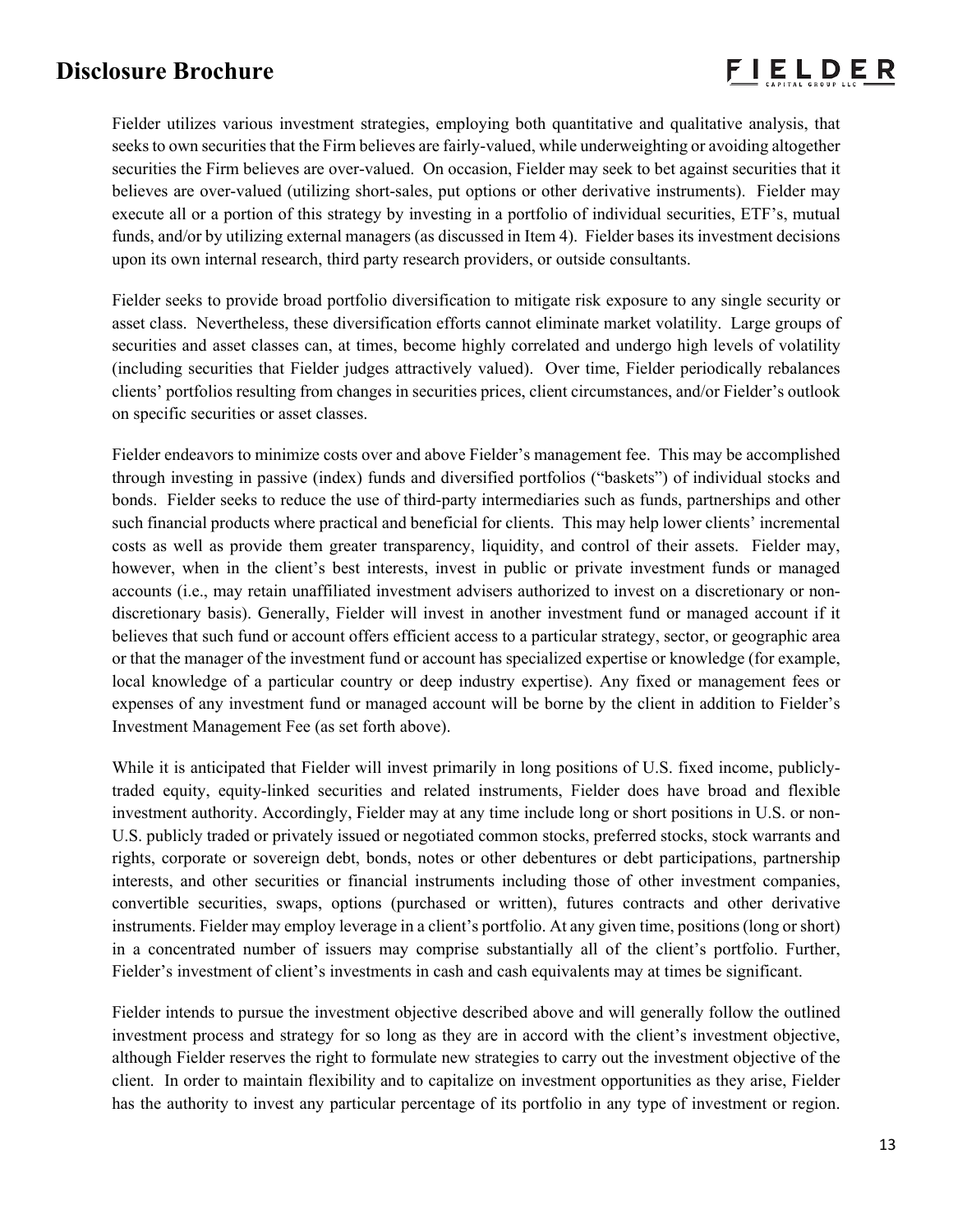Fielder utilizes various investment strategies, employing both quantitative and qualitative analysis, that seeks to own securities that the Firm believes are fairly-valued, while underweighting or avoiding altogether securities the Firm believes are over-valued. On occasion, Fielder may seek to bet against securities that it believes are over-valued (utilizing short-sales, put options or other derivative instruments). Fielder may execute all or a portion of this strategy by investing in a portfolio of individual securities, ETF's, mutual funds, and/or by utilizing external managers (as discussed in Item 4). Fielder bases its investment decisions upon its own internal research, third party research providers, or outside consultants.

Fielder seeks to provide broad portfolio diversification to mitigate risk exposure to any single security or asset class. Nevertheless, these diversification efforts cannot eliminate market volatility. Large groups of securities and asset classes can, at times, become highly correlated and undergo high levels of volatility (including securities that Fielder judges attractively valued). Over time, Fielder periodically rebalances clients' portfolios resulting from changes in securities prices, client circumstances, and/or Fielder's outlook on specific securities or asset classes.

Fielder endeavors to minimize costs over and above Fielder's management fee. This may be accomplished through investing in passive (index) funds and diversified portfolios ("baskets") of individual stocks and bonds. Fielder seeks to reduce the use of third-party intermediaries such as funds, partnerships and other such financial products where practical and beneficial for clients. This may help lower clients' incremental costs as well as provide them greater transparency, liquidity, and control of their assets. Fielder may, however, when in the client's best interests, invest in public or private investment funds or managed accounts (i.e., may retain unaffiliated investment advisers authorized to invest on a discretionary or non-discretionary basis). Generally, Fielder will invest in another investment fund or managed account if it believes that such fund or account offers efficient access to a particular strategy, sector, or geographic area or that the manager of the investment fund or account has specialized expertise or knowledge (for example, local knowledge of a particular country or deep industry expertise). Any fixed or management fees or expenses of any investment fund or managed account will be borne by the client in addition to Fielder's Investment Management Fee (as set forth above).

While it is anticipated that Fielder will invest primarily in long positions of U.S. fixed income, publicly-traded equity, equity-linked securities and related instruments, Fielder does have broad and flexible investment authority. Accordingly, Fielder may at any time include long or short positions in U.S. or non-U.S. publicly traded or privately issued or negotiated common stocks, preferred stocks, stock warrants and rights, corporate or sovereign debt, bonds, notes or other debentures or debt participations, partnership interests, and other securities or financial instruments including those of other investment companies, convertible securities, swaps, options (purchased or written), futures contracts and other derivative instruments. Fielder may employ leverage in a client's portfolio. At any given time, positions (long or short) in a concentrated number of issuers may comprise substantially all of the client's portfolio. Further, Fielder's investment of client's investments in cash and cash equivalents may at times be significant.

Fielder intends to pursue the investment objective described above and will generally follow the outlined investment process and strategy for so long as they are in accord with the client's investment objective, although Fielder reserves the right to formulate new strategies to carry out the investment objective of the client. In order to maintain flexibility and to capitalize on investment opportunities as they arise, Fielder has the authority to invest any particular percentage of its portfolio in any type of investment or region.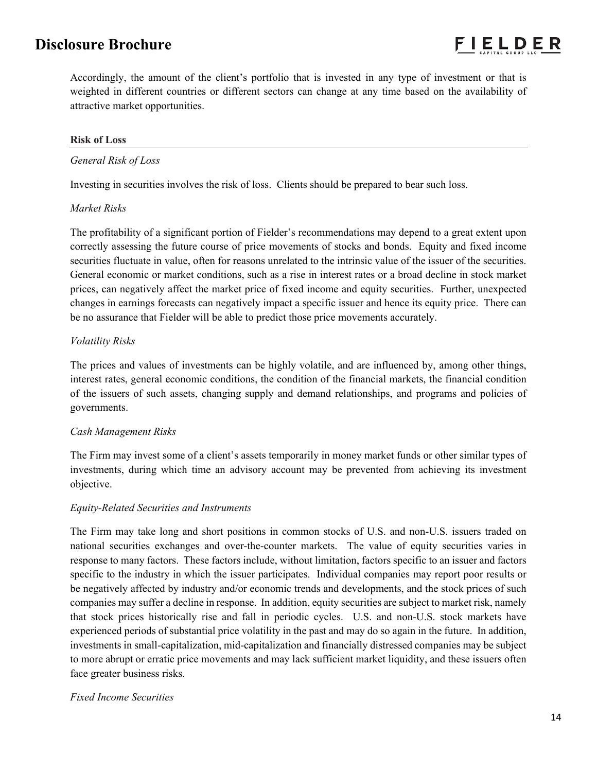Accordingly, the amount of the client's portfolio that is invested in any type of investment or that is weighted in different countries or different sectors can change at any time based on the availability of attractive market opportunities.

**Risk of Loss**

*General Risk of Loss*

Investing in securities involves the risk of loss. Clients should be prepared to bear such loss.

*Market Risks*

The profitability of a significant portion of Fielder's recommendations may depend to a great extent upon correctly assessing the future course of price movements of stocks and bonds. Equity and fixed income securities fluctuate in value, often for reasons unrelated to the intrinsic value of the issuer of the securities. General economic or market conditions, such as a rise in interest rates or a broad decline in stock market prices, can negatively affect the market price of fixed income and equity securities. Further, unexpected changes in earnings forecasts can negatively impact a specific issuer and hence its equity price. There can be no assurance that Fielder will be able to predict those price movements accurately.

*Volatility Risks*

The prices and values of investments can be highly volatile, and are influenced by, among other things, interest rates, general economic conditions, the condition of the financial markets, the financial condition of the issuers of such assets, changing supply and demand relationships, and programs and policies of governments.

*Cash Management Risks*

The Firm may invest some of a client's assets temporarily in money market funds or other similar types of investments, during which time an advisory account may be prevented from achieving its investment objective.

*Equity-Related Securities and Instruments*

The Firm may take long and short positions in common stocks of U.S. and non-U.S. issuers traded on national securities exchanges and over-the-counter markets. The value of equity securities varies in response to many factors. These factors include, without limitation, factors specific to an issuer and factors specific to the industry in which the issuer participates. Individual companies may report poor results or be negatively affected by industry and/or economic trends and developments, and the stock prices of such companies may suffer a decline in response. In addition, equity securities are subject to market risk, namely that stock prices historically rise and fall in periodic cycles. U.S. and non-U.S. stock markets have experienced periods of substantial price volatility in the past and may do so again in the future. In addition, investments in small-capitalization, mid-capitalization and financially distressed companies may be subject to more abrupt or erratic price movements and may lack sufficient market liquidity, and these issuers often face greater business risks.

*Fixed Income Securities*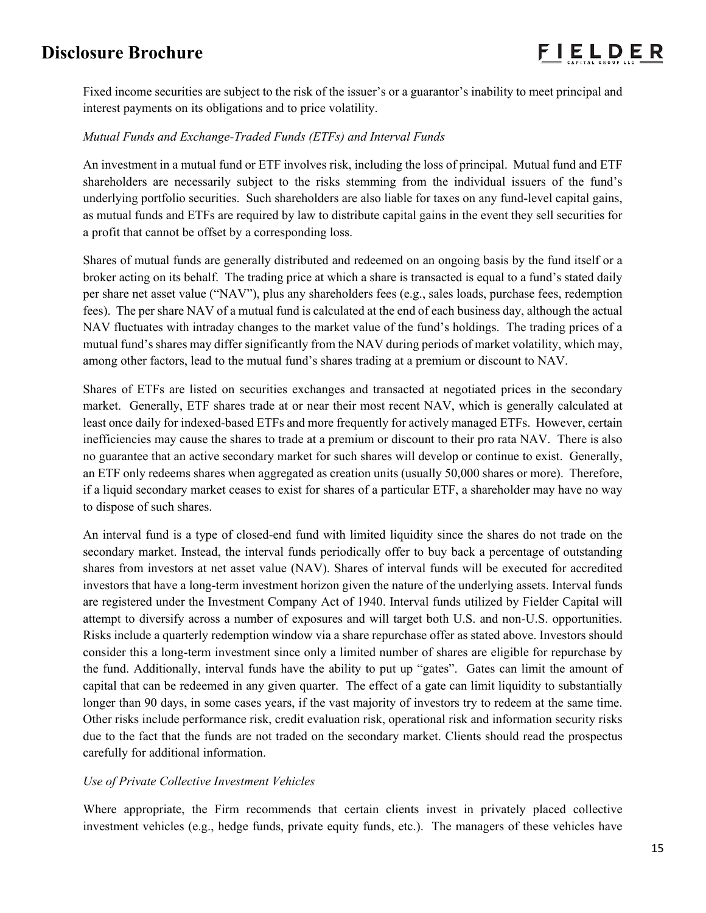Fixed income securities are subject to the risk of the issuer's or a guarantor's inability to meet principal and interest payments on its obligations and to price volatility.

*Mutual Funds and Exchange-Traded Funds (ETFs) and Interval Funds*

An investment in a mutual fund or ETF involves risk, including the loss of principal. Mutual fund and ETF shareholders are necessarily subject to the risks stemming from the individual issuers of the fund's underlying portfolio securities. Such shareholders are also liable for taxes on any fund-level capital gains, as mutual funds and ETFs are required by law to distribute capital gains in the event they sell securities for a profit that cannot be offset by a corresponding loss.

Shares of mutual funds are generally distributed and redeemed on an ongoing basis by the fund itself or a broker acting on its behalf. The trading price at which a share is transacted is equal to a fund's stated daily per share net asset value ("NAV"), plus any shareholders fees (e.g., sales loads, purchase fees, redemption fees). The per share NAV of a mutual fund is calculated at the end of each business day, although the actual NAV fluctuates with intraday changes to the market value of the fund's holdings. The trading prices of a mutual fund's shares may differ significantly from the NAV during periods of market volatility, which may, among other factors, lead to the mutual fund's shares trading at a premium or discount to NAV.

Shares of ETFs are listed on securities exchanges and transacted at negotiated prices in the secondary market. Generally, ETF shares trade at or near their most recent NAV, which is generally calculated at least once daily for indexed-based ETFs and more frequently for actively managed ETFs. However, certain inefficiencies may cause the shares to trade at a premium or discount to their pro rata NAV. There is also no guarantee that an active secondary market for such shares will develop or continue to exist. Generally, an ETF only redeems shares when aggregated as creation units (usually 50,000 shares or more). Therefore, if a liquid secondary market ceases to exist for shares of a particular ETF, a shareholder may have no way to dispose of such shares.

An interval fund is a type of closed-end fund with limited liquidity since the shares do not trade on the secondary market. Instead, the interval funds periodically offer to buy back a percentage of outstanding shares from investors at net asset value (NAV). Shares of interval funds will be executed for accredited investors that have a long-term investment horizon given the nature of the underlying assets. Interval funds are registered under the Investment Company Act of 1940. Interval funds utilized by Fielder Capital will attempt to diversify across a number of exposures and will target both U.S. and non-U.S. opportunities. Risks include a quarterly redemption window via a share repurchase offer as stated above. Investors should consider this a long-term investment since only a limited number of shares are eligible for repurchase by the fund. Additionally, interval funds have the ability to put up "gates". Gates can limit the amount of capital that can be redeemed in any given quarter. The effect of a gate can limit liquidity to substantially longer than 90 days, in some cases years, if the vast majority of investors try to redeem at the same time. Other risks include performance risk, credit evaluation risk, operational risk and information security risks due to the fact that the funds are not traded on the secondary market. Clients should read the prospectus carefully for additional information.

*Use of Private Collective Investment Vehicles*

Where appropriate, the Firm recommends that certain clients invest in privately placed collective investment vehicles (e.g., hedge funds, private equity funds, etc.). The managers of these vehicles have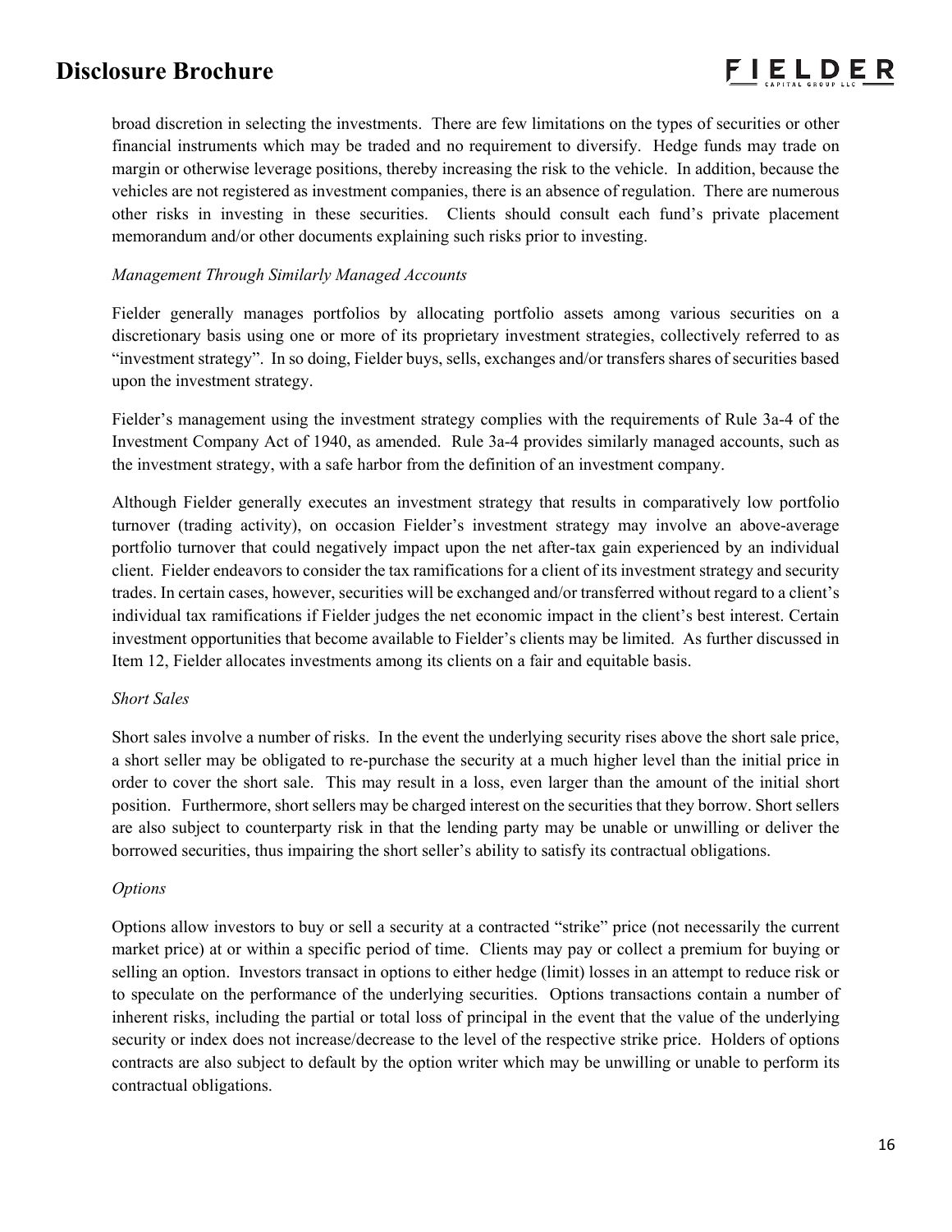broad discretion in selecting the investments. There are few limitations on the types of securities or other financial instruments which may be traded and no requirement to diversify. Hedge funds may trade on margin or otherwise leverage positions, thereby increasing the risk to the vehicle. In addition, because the vehicles are not registered as investment companies, there is an absence of regulation. There are numerous other risks in investing in these securities. Clients should consult each fund's private placement memorandum and/or other documents explaining such risks prior to investing.

*Management Through Similarly Managed Accounts*

Fielder generally manages portfolios by allocating portfolio assets among various securities on a discretionary basis using one or more of its proprietary investment strategies, collectively referred to as "investment strategy". In so doing, Fielder buys, sells, exchanges and/or transfers shares of securities based upon the investment strategy.

Fielder's management using the investment strategy complies with the requirements of Rule 3a-4 of the Investment Company Act of 1940, as amended. Rule 3a-4 provides similarly managed accounts, such as the investment strategy, with a safe harbor from the definition of an investment company.

Although Fielder generally executes an investment strategy that results in comparatively low portfolio turnover (trading activity), on occasion Fielder's investment strategy may involve an above-average portfolio turnover that could negatively impact upon the net after-tax gain experienced by an individual client. Fielder endeavors to consider the tax ramifications for a client of its investment strategy and security trades. In certain cases, however, securities will be exchanged and/or transferred without regard to a client's individual tax ramifications if Fielder judges the net economic impact in the client's best interest. Certain investment opportunities that become available to Fielder's clients may be limited. As further discussed in Item 12, Fielder allocates investments among its clients on a fair and equitable basis.

*Short Sales*

Short sales involve a number of risks. In the event the underlying security rises above the short sale price, a short seller may be obligated to re-purchase the security at a much higher level than the initial price in order to cover the short sale. This may result in a loss, even larger than the amount of the initial short position. Furthermore, short sellers may be charged interest on the securities that they borrow. Short sellers are also subject to counterparty risk in that the lending party may be unable or unwilling or deliver the borrowed securities, thus impairing the short seller's ability to satisfy its contractual obligations.

*Options*

Options allow investors to buy or sell a security at a contracted "strike" price (not necessarily the current market price) at or within a specific period of time. Clients may pay or collect a premium for buying or selling an option. Investors transact in options to either hedge (limit) losses in an attempt to reduce risk or to speculate on the performance of the underlying securities. Options transactions contain a number of inherent risks, including the partial or total loss of principal in the event that the value of the underlying security or index does not increase/decrease to the level of the respective strike price. Holders of options contracts are also subject to default by the option writer which may be unwilling or unable to perform its contractual obligations.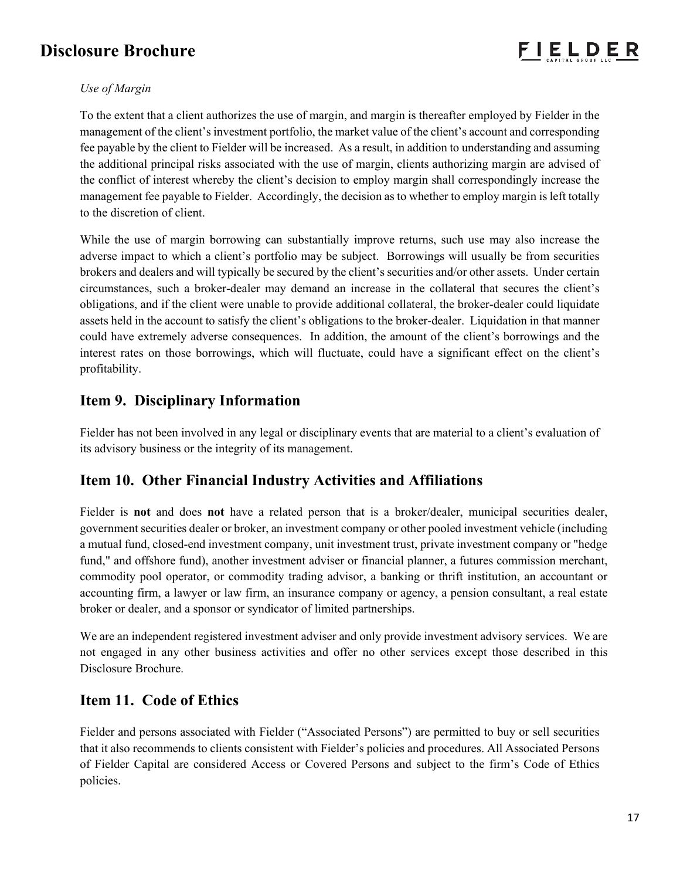*Use of Margin*

To the extent that a client authorizes the use of margin, and margin is thereafter employed by Fielder in the management of the client's investment portfolio, the market value of the client's account and corresponding fee payable by the client to Fielder will be increased. As a result, in addition to understanding and assuming the additional principal risks associated with the use of margin, clients authorizing margin are advised of the conflict of interest whereby the client's decision to employ margin shall correspondingly increase the management fee payable to Fielder. Accordingly, the decision as to whether to employ margin is left totally to the discretion of client.

While the use of margin borrowing can substantially improve returns, such use may also increase the adverse impact to which a client's portfolio may be subject. Borrowings will usually be from securities brokers and dealers and will typically be secured by the client's securities and/or other assets. Under certain circumstances, such a broker-dealer may demand an increase in the collateral that secures the client's obligations, and if the client were unable to provide additional collateral, the broker-dealer could liquidate assets held in the account to satisfy the client's obligations to the broker-dealer. Liquidation in that manner could have extremely adverse consequences. In addition, the amount of the client's borrowings and the interest rates on those borrowings, which will fluctuate, could have a significant effect on the client's profitability.

## Item 9. Disciplinary Information

Fielder has not been involved in any legal or disciplinary events that are material to a client's evaluation of its advisory business or the integrity of its management.

## Item 10. Other Financial Industry Activities and Affiliations

Fielder is **not** and does **not** have a related person that is a broker/dealer, municipal securities dealer, government securities dealer or broker, an investment company or other pooled investment vehicle (including a mutual fund, closed-end investment company, unit investment trust, private investment company or "hedge fund," and offshore fund), another investment adviser or financial planner, a futures commission merchant, commodity pool operator, or commodity trading advisor, a banking or thrift institution, an accountant or accounting firm, a lawyer or law firm, an insurance company or agency, a pension consultant, a real estate broker or dealer, and a sponsor or syndicator of limited partnerships.

We are an independent registered investment adviser and only provide investment advisory services. We are not engaged in any other business activities and offer no other services except those described in this Disclosure Brochure.

## Item 11. Code of Ethics

Fielder and persons associated with Fielder ("Associated Persons") are permitted to buy or sell securities that it also recommends to clients consistent with Fielder's policies and procedures. All Associated Persons of Fielder Capital are considered Access or Covered Persons and subject to the firm's Code of Ethics policies.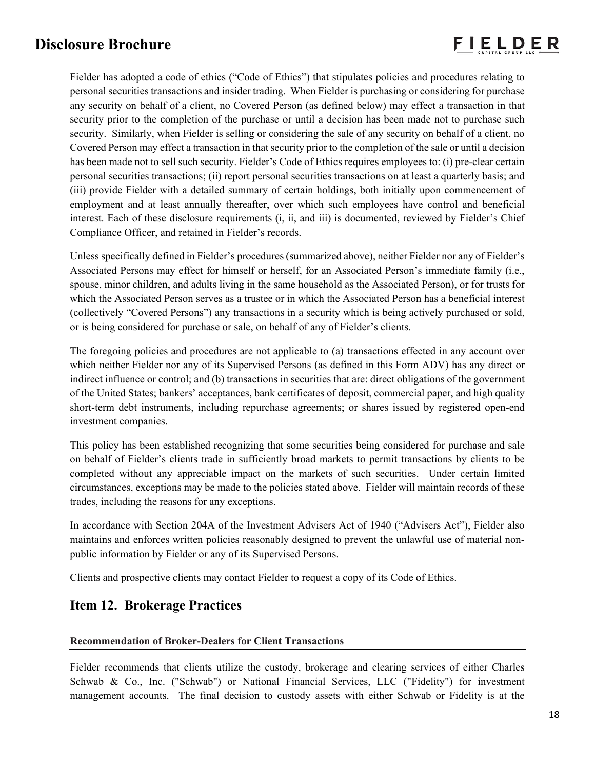Fielder has adopted a code of ethics ("Code of Ethics") that stipulates policies and procedures relating to personal securities transactions and insider trading. When Fielder is purchasing or considering for purchase any security on behalf of a client, no Covered Person (as defined below) may effect a transaction in that security prior to the completion of the purchase or until a decision has been made not to purchase such security. Similarly, when Fielder is selling or considering the sale of any security on behalf of a client, no Covered Person may effect a transaction in that security prior to the completion of the sale or until a decision has been made not to sell such security. Fielder's Code of Ethics requires employees to: (i) pre-clear certain personal securities transactions; (ii) report personal securities transactions on at least a quarterly basis; and (iii) provide Fielder with a detailed summary of certain holdings, both initially upon commencement of employment and at least annually thereafter, over which such employees have control and beneficial interest. Each of these disclosure requirements (i, ii, and iii) is documented, reviewed by Fielder's Chief Compliance Officer, and retained in Fielder's records.

Unless specifically defined in Fielder's procedures (summarized above), neither Fielder nor any of Fielder's Associated Persons may effect for himself or herself, for an Associated Person's immediate family (i.e., spouse, minor children, and adults living in the same household as the Associated Person), or for trusts for which the Associated Person serves as a trustee or in which the Associated Person has a beneficial interest (collectively "Covered Persons") any transactions in a security which is being actively purchased or sold, or is being considered for purchase or sale, on behalf of any of Fielder's clients.

The foregoing policies and procedures are not applicable to (a) transactions effected in any account over which neither Fielder nor any of its Supervised Persons (as defined in this Form ADV) has any direct or indirect influence or control; and (b) transactions in securities that are: direct obligations of the government of the United States; bankers' acceptances, bank certificates of deposit, commercial paper, and high quality short-term debt instruments, including repurchase agreements; or shares issued by registered open-end investment companies.

This policy has been established recognizing that some securities being considered for purchase and sale on behalf of Fielder's clients trade in sufficiently broad markets to permit transactions by clients to be completed without any appreciable impact on the markets of such securities. Under certain limited circumstances, exceptions may be made to the policies stated above. Fielder will maintain records of these trades, including the reasons for any exceptions.

In accordance with Section 204A of the Investment Advisers Act of 1940 ("Advisers Act"), Fielder also maintains and enforces written policies reasonably designed to prevent the unlawful use of material non-public information by Fielder or any of its Supervised Persons.

Clients and prospective clients may contact Fielder to request a copy of its Code of Ethics.

## Item 12. Brokerage Practices

**Recommendation of Broker-Dealers for Client Transactions**

Fielder recommends that clients utilize the custody, brokerage and clearing services of either Charles Schwab & Co., Inc. ("Schwab") or National Financial Services, LLC ("Fidelity") for investment management accounts. The final decision to custody assets with either Schwab or Fidelity is at the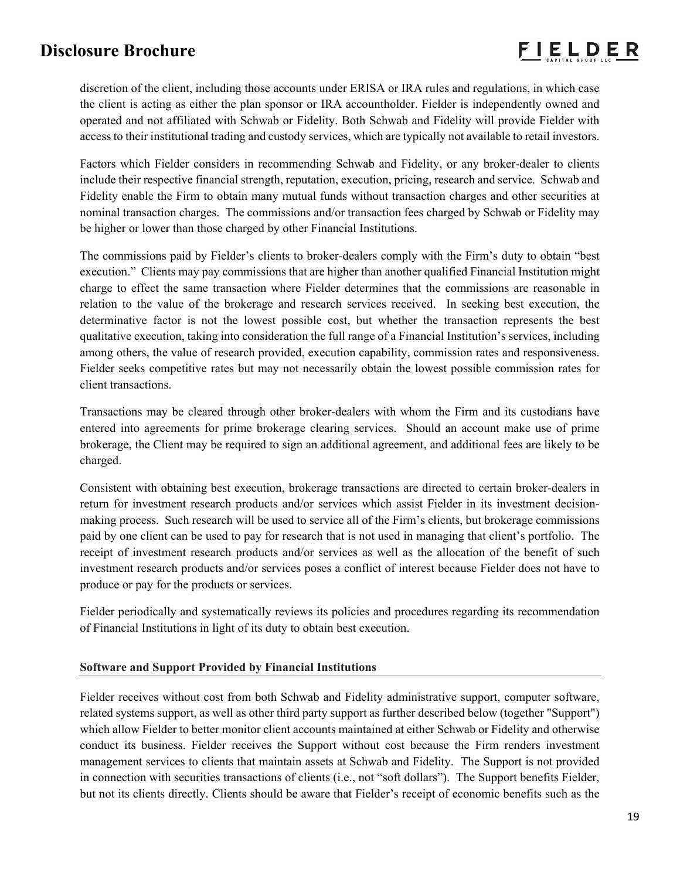discretion of the client, including those accounts under ERISA or IRA rules and regulations, in which case the client is acting as either the plan sponsor or IRA accountholder. Fielder is independently owned and operated and not affiliated with Schwab or Fidelity. Both Schwab and Fidelity will provide Fielder with access to their institutional trading and custody services, which are typically not available to retail investors.

Factors which Fielder considers in recommending Schwab and Fidelity, or any broker-dealer to clients include their respective financial strength, reputation, execution, pricing, research and service. Schwab and Fidelity enable the Firm to obtain many mutual funds without transaction charges and other securities at nominal transaction charges. The commissions and/or transaction fees charged by Schwab or Fidelity may be higher or lower than those charged by other Financial Institutions.

The commissions paid by Fielder's clients to broker-dealers comply with the Firm's duty to obtain "best execution." Clients may pay commissions that are higher than another qualified Financial Institution might charge to effect the same transaction where Fielder determines that the commissions are reasonable in relation to the value of the brokerage and research services received. In seeking best execution, the determinative factor is not the lowest possible cost, but whether the transaction represents the best qualitative execution, taking into consideration the full range of a Financial Institution's services, including among others, the value of research provided, execution capability, commission rates and responsiveness. Fielder seeks competitive rates but may not necessarily obtain the lowest possible commission rates for client transactions.

Transactions may be cleared through other broker-dealers with whom the Firm and its custodians have entered into agreements for prime brokerage clearing services. Should an account make use of prime brokerage, the Client may be required to sign an additional agreement, and additional fees are likely to be charged.

Consistent with obtaining best execution, brokerage transactions are directed to certain broker-dealers in return for investment research products and/or services which assist Fielder in its investment decision-making process. Such research will be used to service all of the Firm's clients, but brokerage commissions paid by one client can be used to pay for research that is not used in managing that client's portfolio. The receipt of investment research products and/or services as well as the allocation of the benefit of such investment research products and/or services poses a conflict of interest because Fielder does not have to produce or pay for the products or services.

Fielder periodically and systematically reviews its policies and procedures regarding its recommendation of Financial Institutions in light of its duty to obtain best execution.

**Software and Support Provided by Financial Institutions**

Fielder receives without cost from both Schwab and Fidelity administrative support, computer software, related systems support, as well as other third party support as further described below (together "Support") which allow Fielder to better monitor client accounts maintained at either Schwab or Fidelity and otherwise conduct its business. Fielder receives the Support without cost because the Firm renders investment management services to clients that maintain assets at Schwab and Fidelity. The Support is not provided in connection with securities transactions of clients (i.e., not "soft dollars"). The Support benefits Fielder, but not its clients directly. Clients should be aware that Fielder's receipt of economic benefits such as the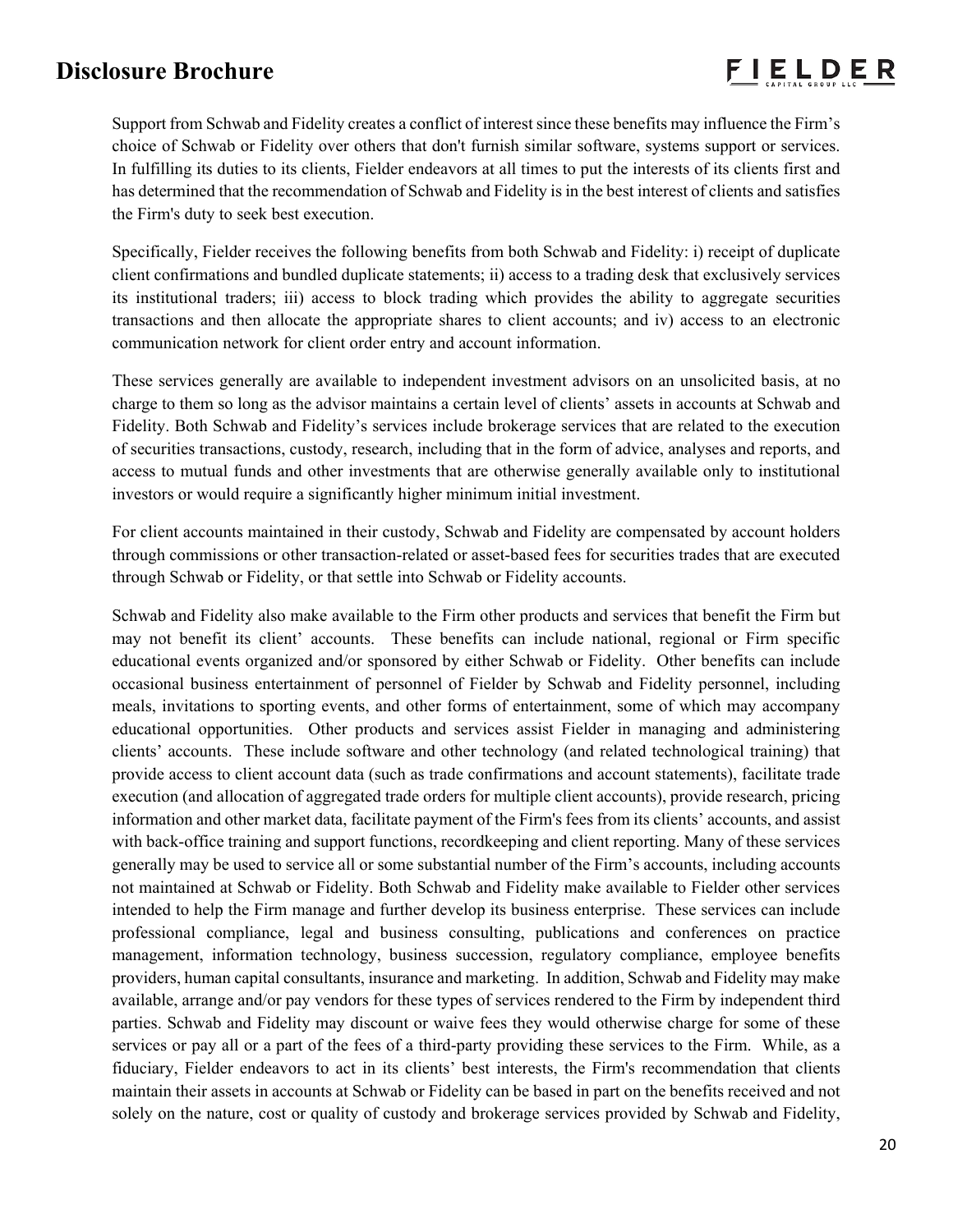Support from Schwab and Fidelity creates a conflict of interest since these benefits may influence the Firm's choice of Schwab or Fidelity over others that don't furnish similar software, systems support or services. In fulfilling its duties to its clients, Fielder endeavors at all times to put the interests of its clients first and has determined that the recommendation of Schwab and Fidelity is in the best interest of clients and satisfies the Firm's duty to seek best execution.

Specifically, Fielder receives the following benefits from both Schwab and Fidelity: i) receipt of duplicate client confirmations and bundled duplicate statements; ii) access to a trading desk that exclusively services its institutional traders; iii) access to block trading which provides the ability to aggregate securities transactions and then allocate the appropriate shares to client accounts; and iv) access to an electronic communication network for client order entry and account information.

These services generally are available to independent investment advisors on an unsolicited basis, at no charge to them so long as the advisor maintains a certain level of clients' assets in accounts at Schwab and Fidelity. Both Schwab and Fidelity's services include brokerage services that are related to the execution of securities transactions, custody, research, including that in the form of advice, analyses and reports, and access to mutual funds and other investments that are otherwise generally available only to institutional investors or would require a significantly higher minimum initial investment.

For client accounts maintained in their custody, Schwab and Fidelity are compensated by account holders through commissions or other transaction-related or asset-based fees for securities trades that are executed through Schwab or Fidelity, or that settle into Schwab or Fidelity accounts.

Schwab and Fidelity also make available to the Firm other products and services that benefit the Firm but may not benefit its client' accounts. These benefits can include national, regional or Firm specific educational events organized and/or sponsored by either Schwab or Fidelity. Other benefits can include occasional business entertainment of personnel of Fielder by Schwab and Fidelity personnel, including meals, invitations to sporting events, and other forms of entertainment, some of which may accompany educational opportunities. Other products and services assist Fielder in managing and administering clients' accounts. These include software and other technology (and related technological training) that provide access to client account data (such as trade confirmations and account statements), facilitate trade execution (and allocation of aggregated trade orders for multiple client accounts), provide research, pricing information and other market data, facilitate payment of the Firm's fees from its clients' accounts, and assist with back-office training and support functions, recordkeeping and client reporting. Many of these services generally may be used to service all or some substantial number of the Firm's accounts, including accounts not maintained at Schwab or Fidelity. Both Schwab and Fidelity make available to Fielder other services intended to help the Firm manage and further develop its business enterprise. These services can include professional compliance, legal and business consulting, publications and conferences on practice management, information technology, business succession, regulatory compliance, employee benefits providers, human capital consultants, insurance and marketing. In addition, Schwab and Fidelity may make available, arrange and/or pay vendors for these types of services rendered to the Firm by independent third parties. Schwab and Fidelity may discount or waive fees they would otherwise charge for some of these services or pay all or a part of the fees of a third-party providing these services to the Firm. While, as a fiduciary, Fielder endeavors to act in its clients' best interests, the Firm's recommendation that clients maintain their assets in accounts at Schwab or Fidelity can be based in part on the benefits received and not solely on the nature, cost or quality of custody and brokerage services provided by Schwab and Fidelity,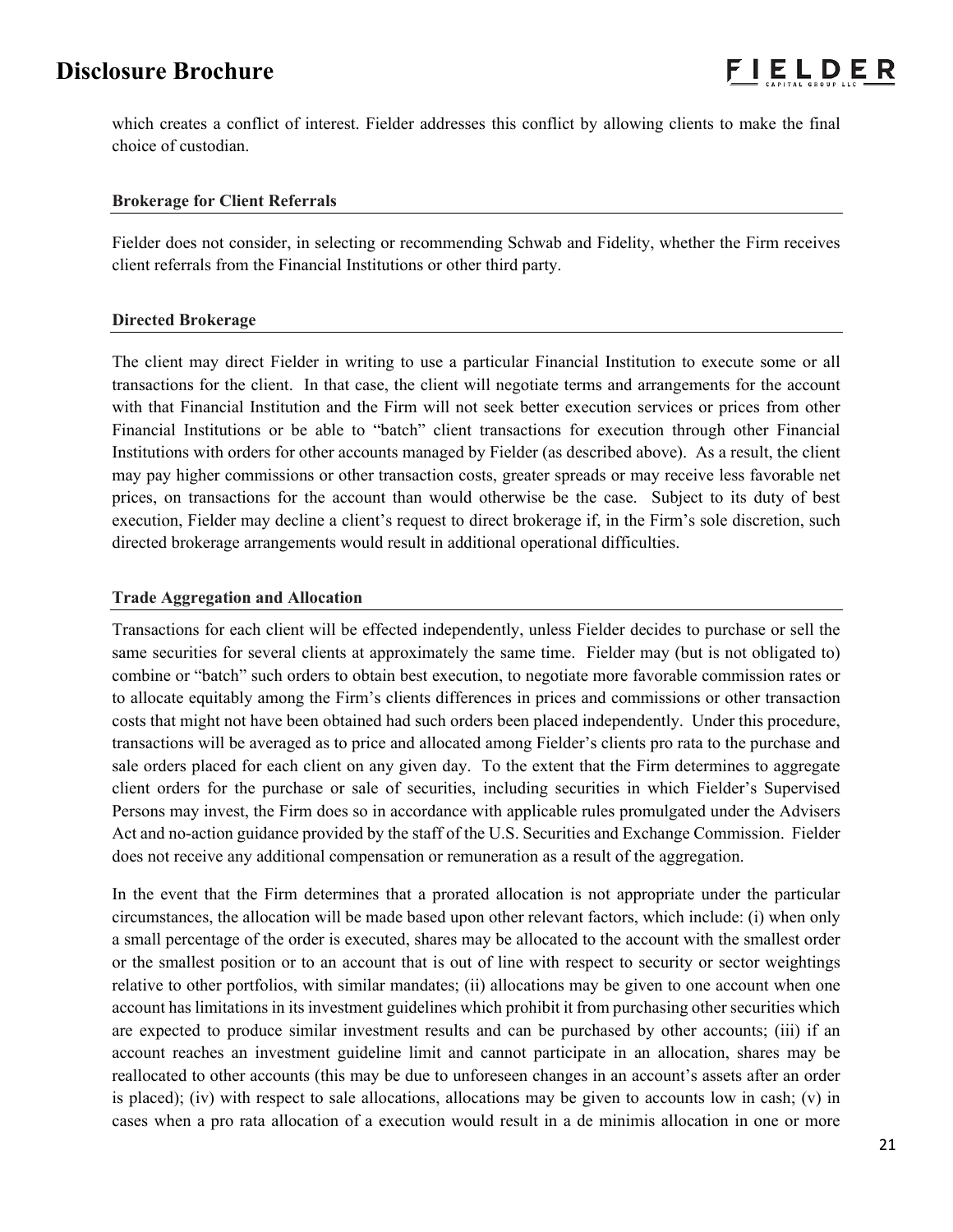which creates a conflict of interest. Fielder addresses this conflict by allowing clients to make the final choice of custodian.

### Brokerage for Client Referrals

Fielder does not consider, in selecting or recommending Schwab and Fidelity, whether the Firm receives client referrals from the Financial Institutions or other third party.

### Directed Brokerage

The client may direct Fielder in writing to use a particular Financial Institution to execute some or all transactions for the client. In that case, the client will negotiate terms and arrangements for the account with that Financial Institution and the Firm will not seek better execution services or prices from other Financial Institutions or be able to "batch" client transactions for execution through other Financial Institutions with orders for other accounts managed by Fielder (as described above). As a result, the client may pay higher commissions or other transaction costs, greater spreads or may receive less favorable net prices, on transactions for the account than would otherwise be the case. Subject to its duty of best execution, Fielder may decline a client's request to direct brokerage if, in the Firm's sole discretion, such directed brokerage arrangements would result in additional operational difficulties.

### Trade Aggregation and Allocation

Transactions for each client will be effected independently, unless Fielder decides to purchase or sell the same securities for several clients at approximately the same time. Fielder may (but is not obligated to) combine or "batch" such orders to obtain best execution, to negotiate more favorable commission rates or to allocate equitably among the Firm's clients differences in prices and commissions or other transaction costs that might not have been obtained had such orders been placed independently. Under this procedure, transactions will be averaged as to price and allocated among Fielder's clients pro rata to the purchase and sale orders placed for each client on any given day. To the extent that the Firm determines to aggregate client orders for the purchase or sale of securities, including securities in which Fielder's Supervised Persons may invest, the Firm does so in accordance with applicable rules promulgated under the Advisers Act and no-action guidance provided by the staff of the U.S. Securities and Exchange Commission. Fielder does not receive any additional compensation or remuneration as a result of the aggregation.

In the event that the Firm determines that a prorated allocation is not appropriate under the particular circumstances, the allocation will be made based upon other relevant factors, which include: (i) when only a small percentage of the order is executed, shares may be allocated to the account with the smallest order or the smallest position or to an account that is out of line with respect to security or sector weightings relative to other portfolios, with similar mandates; (ii) allocations may be given to one account when one account has limitations in its investment guidelines which prohibit it from purchasing other securities which are expected to produce similar investment results and can be purchased by other accounts; (iii) if an account reaches an investment guideline limit and cannot participate in an allocation, shares may be reallocated to other accounts (this may be due to unforeseen changes in an account's assets after an order is placed); (iv) with respect to sale allocations, allocations may be given to accounts low in cash; (v) in cases when a pro rata allocation of a execution would result in a de minimis allocation in one or more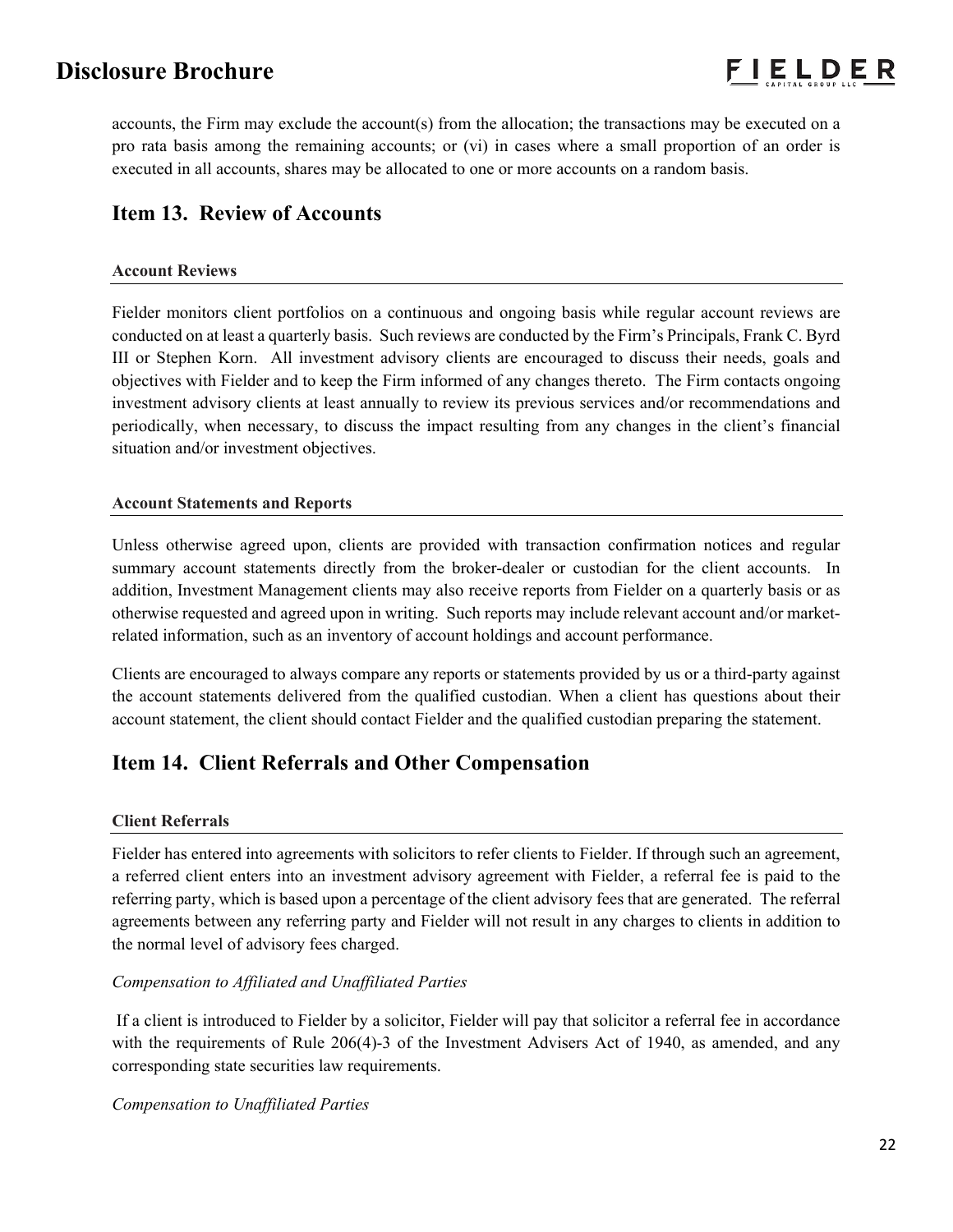accounts, the Firm may exclude the account(s) from the allocation; the transactions may be executed on a pro rata basis among the remaining accounts; or (vi) in cases where a small proportion of an order is executed in all accounts, shares may be allocated to one or more accounts on a random basis.

## Item 13. Review of Accounts

### Account Reviews

Fielder monitors client portfolios on a continuous and ongoing basis while regular account reviews are conducted on at least a quarterly basis. Such reviews are conducted by the Firm's Principals, Frank C. Byrd III or Stephen Korn. All investment advisory clients are encouraged to discuss their needs, goals and objectives with Fielder and to keep the Firm informed of any changes thereto. The Firm contacts ongoing investment advisory clients at least annually to review its previous services and/or recommendations and periodically, when necessary, to discuss the impact resulting from any changes in the client's financial situation and/or investment objectives.

### Account Statements and Reports

Unless otherwise agreed upon, clients are provided with transaction confirmation notices and regular summary account statements directly from the broker-dealer or custodian for the client accounts. In addition, Investment Management clients may also receive reports from Fielder on a quarterly basis or as otherwise requested and agreed upon in writing. Such reports may include relevant account and/or market-related information, such as an inventory of account holdings and account performance.

Clients are encouraged to always compare any reports or statements provided by us or a third-party against the account statements delivered from the qualified custodian. When a client has questions about their account statement, the client should contact Fielder and the qualified custodian preparing the statement.

## Item 14. Client Referrals and Other Compensation

### Client Referrals

Fielder has entered into agreements with solicitors to refer clients to Fielder. If through such an agreement, a referred client enters into an investment advisory agreement with Fielder, a referral fee is paid to the referring party, which is based upon a percentage of the client advisory fees that are generated. The referral agreements between any referring party and Fielder will not result in any charges to clients in addition to the normal level of advisory fees charged.

*Compensation to Affiliated and Unaffiliated Parties*

If a client is introduced to Fielder by a solicitor, Fielder will pay that solicitor a referral fee in accordance with the requirements of Rule 206(4)-3 of the Investment Advisers Act of 1940, as amended, and any corresponding state securities law requirements.

*Compensation to Unaffiliated Parties*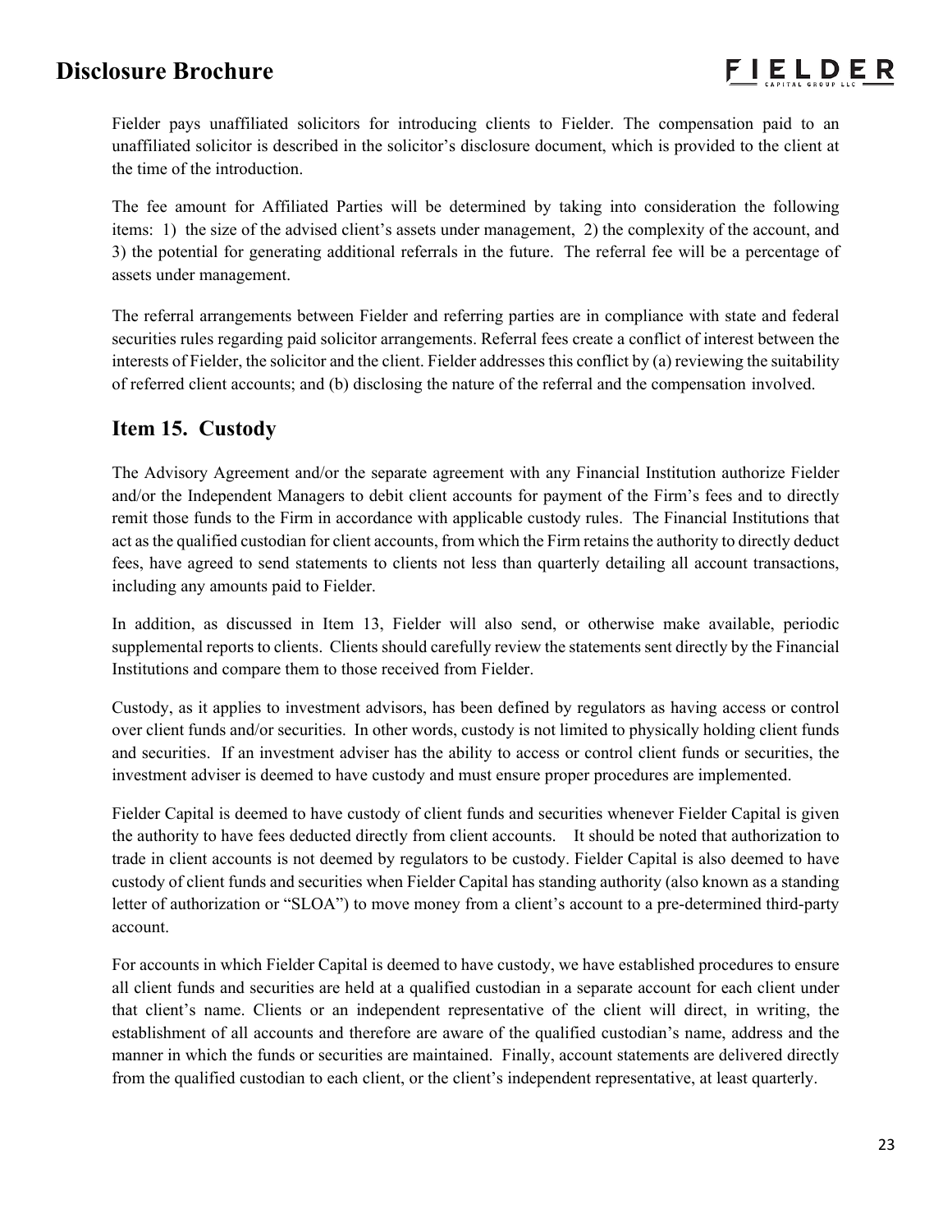Fielder pays unaffiliated solicitors for introducing clients to Fielder. The compensation paid to an unaffiliated solicitor is described in the solicitor's disclosure document, which is provided to the client at the time of the introduction.

The fee amount for Affiliated Parties will be determined by taking into consideration the following items: 1) the size of the advised client's assets under management, 2) the complexity of the account, and 3) the potential for generating additional referrals in the future. The referral fee will be a percentage of assets under management.

The referral arrangements between Fielder and referring parties are in compliance with state and federal securities rules regarding paid solicitor arrangements. Referral fees create a conflict of interest between the interests of Fielder, the solicitor and the client. Fielder addresses this conflict by (a) reviewing the suitability of referred client accounts; and (b) disclosing the nature of the referral and the compensation involved.

## Item 15. Custody

The Advisory Agreement and/or the separate agreement with any Financial Institution authorize Fielder and/or the Independent Managers to debit client accounts for payment of the Firm's fees and to directly remit those funds to the Firm in accordance with applicable custody rules. The Financial Institutions that act as the qualified custodian for client accounts, from which the Firm retains the authority to directly deduct fees, have agreed to send statements to clients not less than quarterly detailing all account transactions, including any amounts paid to Fielder.

In addition, as discussed in Item 13, Fielder will also send, or otherwise make available, periodic supplemental reports to clients. Clients should carefully review the statements sent directly by the Financial Institutions and compare them to those received from Fielder.

Custody, as it applies to investment advisors, has been defined by regulators as having access or control over client funds and/or securities. In other words, custody is not limited to physically holding client funds and securities. If an investment adviser has the ability to access or control client funds or securities, the investment adviser is deemed to have custody and must ensure proper procedures are implemented.

Fielder Capital is deemed to have custody of client funds and securities whenever Fielder Capital is given the authority to have fees deducted directly from client accounts. It should be noted that authorization to trade in client accounts is not deemed by regulators to be custody. Fielder Capital is also deemed to have custody of client funds and securities when Fielder Capital has standing authority (also known as a standing letter of authorization or "SLOA") to move money from a client's account to a pre-determined third-party account.

For accounts in which Fielder Capital is deemed to have custody, we have established procedures to ensure all client funds and securities are held at a qualified custodian in a separate account for each client under that client's name. Clients or an independent representative of the client will direct, in writing, the establishment of all accounts and therefore are aware of the qualified custodian's name, address and the manner in which the funds or securities are maintained. Finally, account statements are delivered directly from the qualified custodian to each client, or the client's independent representative, at least quarterly.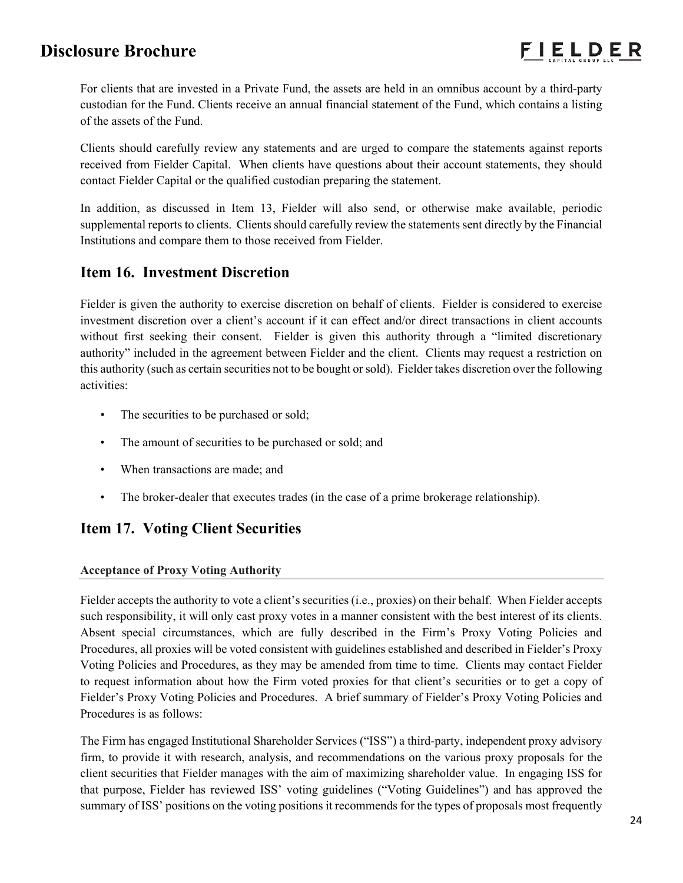For clients that are invested in a Private Fund, the assets are held in an omnibus account by a third-party custodian for the Fund. Clients receive an annual financial statement of the Fund, which contains a listing of the assets of the Fund.

Clients should carefully review any statements and are urged to compare the statements against reports received from Fielder Capital. When clients have questions about their account statements, they should contact Fielder Capital or the qualified custodian preparing the statement.

In addition, as discussed in Item 13, Fielder will also send, or otherwise make available, periodic supplemental reports to clients. Clients should carefully review the statements sent directly by the Financial Institutions and compare them to those received from Fielder.

## Item 16. Investment Discretion

Fielder is given the authority to exercise discretion on behalf of clients. Fielder is considered to exercise investment discretion over a client's account if it can effect and/or direct transactions in client accounts without first seeking their consent. Fielder is given this authority through a "limited discretionary authority" included in the agreement between Fielder and the client. Clients may request a restriction on this authority (such as certain securities not to be bought or sold). Fielder takes discretion over the following activities:

- The securities to be purchased or sold;
- The amount of securities to be purchased or sold; and
- When transactions are made; and
- The broker-dealer that executes trades (in the case of a prime brokerage relationship).

## Item 17. Voting Client Securities

**Acceptance of Proxy Voting Authority**

Fielder accepts the authority to vote a client's securities (i.e., proxies) on their behalf. When Fielder accepts such responsibility, it will only cast proxy votes in a manner consistent with the best interest of its clients. Absent special circumstances, which are fully described in the Firm's Proxy Voting Policies and Procedures, all proxies will be voted consistent with guidelines established and described in Fielder's Proxy Voting Policies and Procedures, as they may be amended from time to time. Clients may contact Fielder to request information about how the Firm voted proxies for that client's securities or to get a copy of Fielder's Proxy Voting Policies and Procedures. A brief summary of Fielder's Proxy Voting Policies and Procedures is as follows:

The Firm has engaged Institutional Shareholder Services ("ISS") a third-party, independent proxy advisory firm, to provide it with research, analysis, and recommendations on the various proxy proposals for the client securities that Fielder manages with the aim of maximizing shareholder value. In engaging ISS for that purpose, Fielder has reviewed ISS' voting guidelines ("Voting Guidelines") and has approved the summary of ISS' positions on the voting positions it recommends for the types of proposals most frequently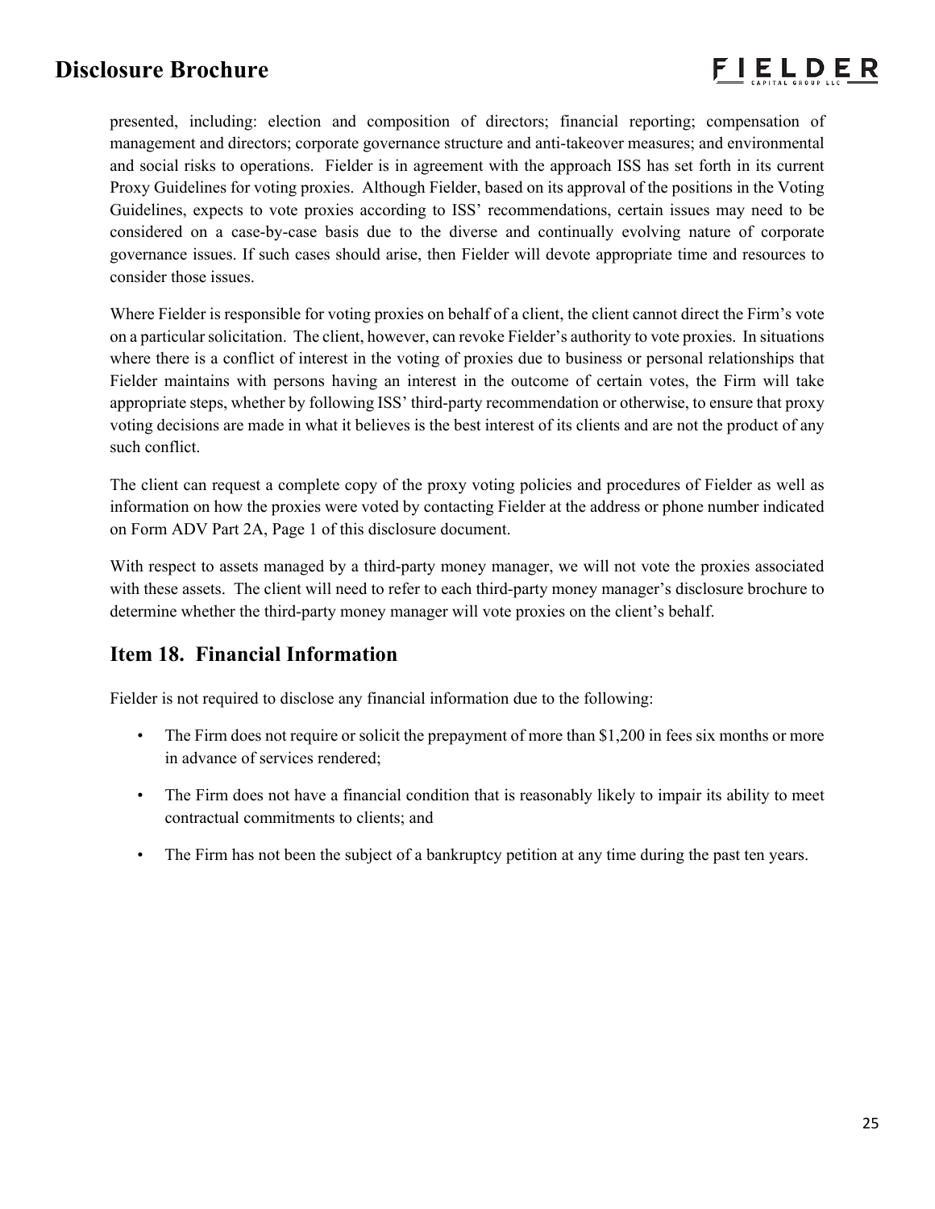presented, including: election and composition of directors; financial reporting; compensation of management and directors; corporate governance structure and anti-takeover measures; and environmental and social risks to operations. Fielder is in agreement with the approach ISS has set forth in its current Proxy Guidelines for voting proxies. Although Fielder, based on its approval of the positions in the Voting Guidelines, expects to vote proxies according to ISS' recommendations, certain issues may need to be considered on a case-by-case basis due to the diverse and continually evolving nature of corporate governance issues. If such cases should arise, then Fielder will devote appropriate time and resources to consider those issues.

Where Fielder is responsible for voting proxies on behalf of a client, the client cannot direct the Firm's vote on a particular solicitation. The client, however, can revoke Fielder's authority to vote proxies. In situations where there is a conflict of interest in the voting of proxies due to business or personal relationships that Fielder maintains with persons having an interest in the outcome of certain votes, the Firm will take appropriate steps, whether by following ISS' third-party recommendation or otherwise, to ensure that proxy voting decisions are made in what it believes is the best interest of its clients and are not the product of any such conflict.

The client can request a complete copy of the proxy voting policies and procedures of Fielder as well as information on how the proxies were voted by contacting Fielder at the address or phone number indicated on Form ADV Part 2A, Page 1 of this disclosure document.

With respect to assets managed by a third-party money manager, we will not vote the proxies associated with these assets. The client will need to refer to each third-party money manager's disclosure brochure to determine whether the third-party money manager will vote proxies on the client's behalf.

## Item 18. Financial Information

Fielder is not required to disclose any financial information due to the following:

- The Firm does not require or solicit the prepayment of more than $1,200 in fees six months or more in advance of services rendered;
- The Firm does not have a financial condition that is reasonably likely to impair its ability to meet contractual commitments to clients; and
- The Firm has not been the subject of a bankruptcy petition at any time during the past ten years.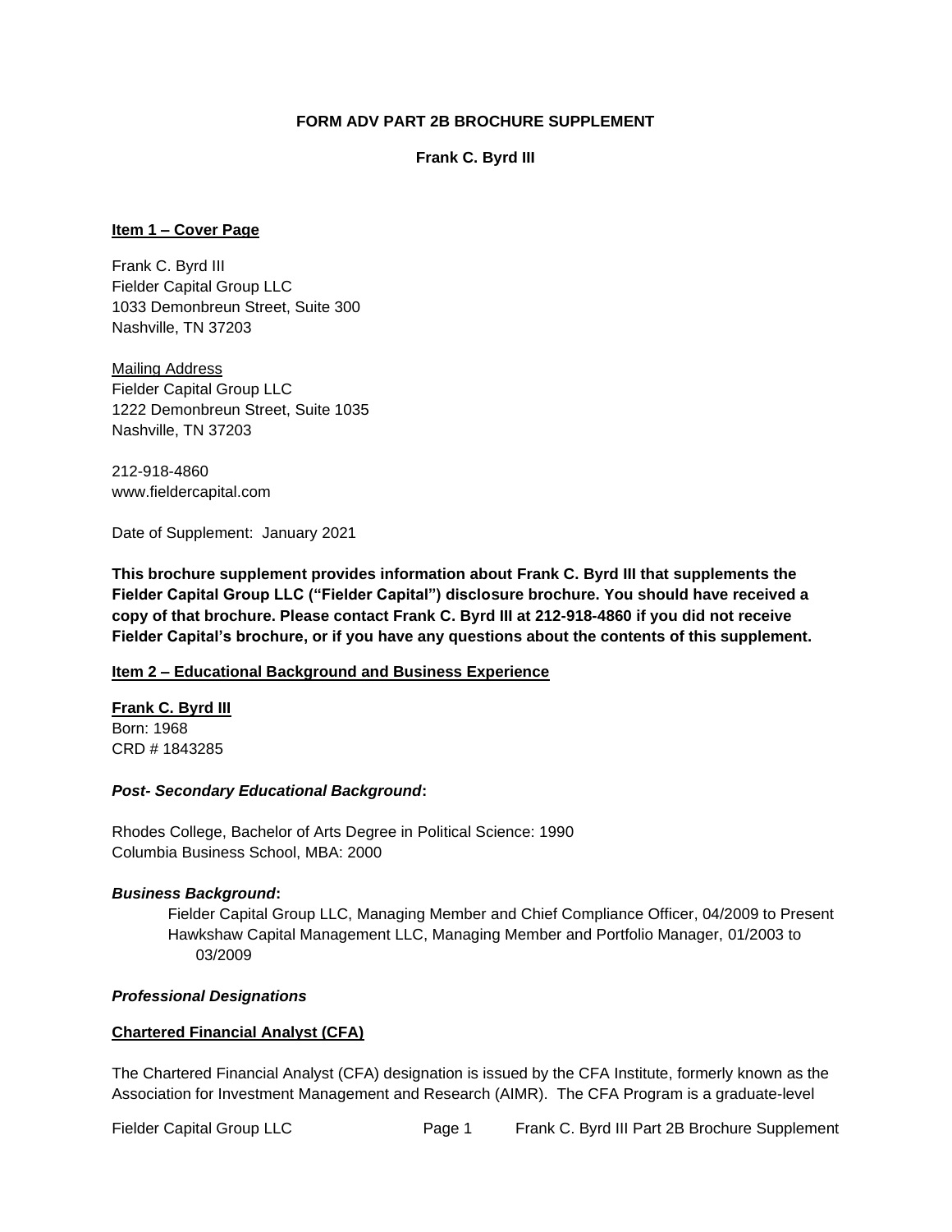**FORM ADV PART 2B BROCHURE SUPPLEMENT**

**Frank C. Byrd III**

**Item 1 – Cover Page**

Frank C. Byrd III
Fielder Capital Group LLC
1033 Demonbreun Street, Suite 300
Nashville, TN 37203

Mailing Address
Fielder Capital Group LLC
1222 Demonbreun Street, Suite 1035
Nashville, TN 37203

212-918-4860
www.fieldercapital.com

Date of Supplement: January 2021

**This brochure supplement provides information about Frank C. Byrd III that supplements the Fielder Capital Group LLC ("Fielder Capital") disclosure brochure. You should have received a copy of that brochure. Please contact Frank C. Byrd III at 212-918-4860 if you did not receive Fielder Capital's brochure, or if you have any questions about the contents of this supplement.**

**Item 2 – Educational Background and Business Experience**

**Frank C. Byrd III**
Born: 1968
CRD # 1843285

***Post- Secondary Educational Background*:**

Rhodes College, Bachelor of Arts Degree in Political Science: 1990
Columbia Business School, MBA: 2000

***Business Background*:**

Fielder Capital Group LLC, Managing Member and Chief Compliance Officer, 04/2009 to Present
Hawkshaw Capital Management LLC, Managing Member and Portfolio Manager, 01/2003 to 03/2009

***Professional Designations***

**Chartered Financial Analyst (CFA)**

The Chartered Financial Analyst (CFA) designation is issued by the CFA Institute, formerly known as the Association for Investment Management and Research (AIMR). The CFA Program is a graduate-level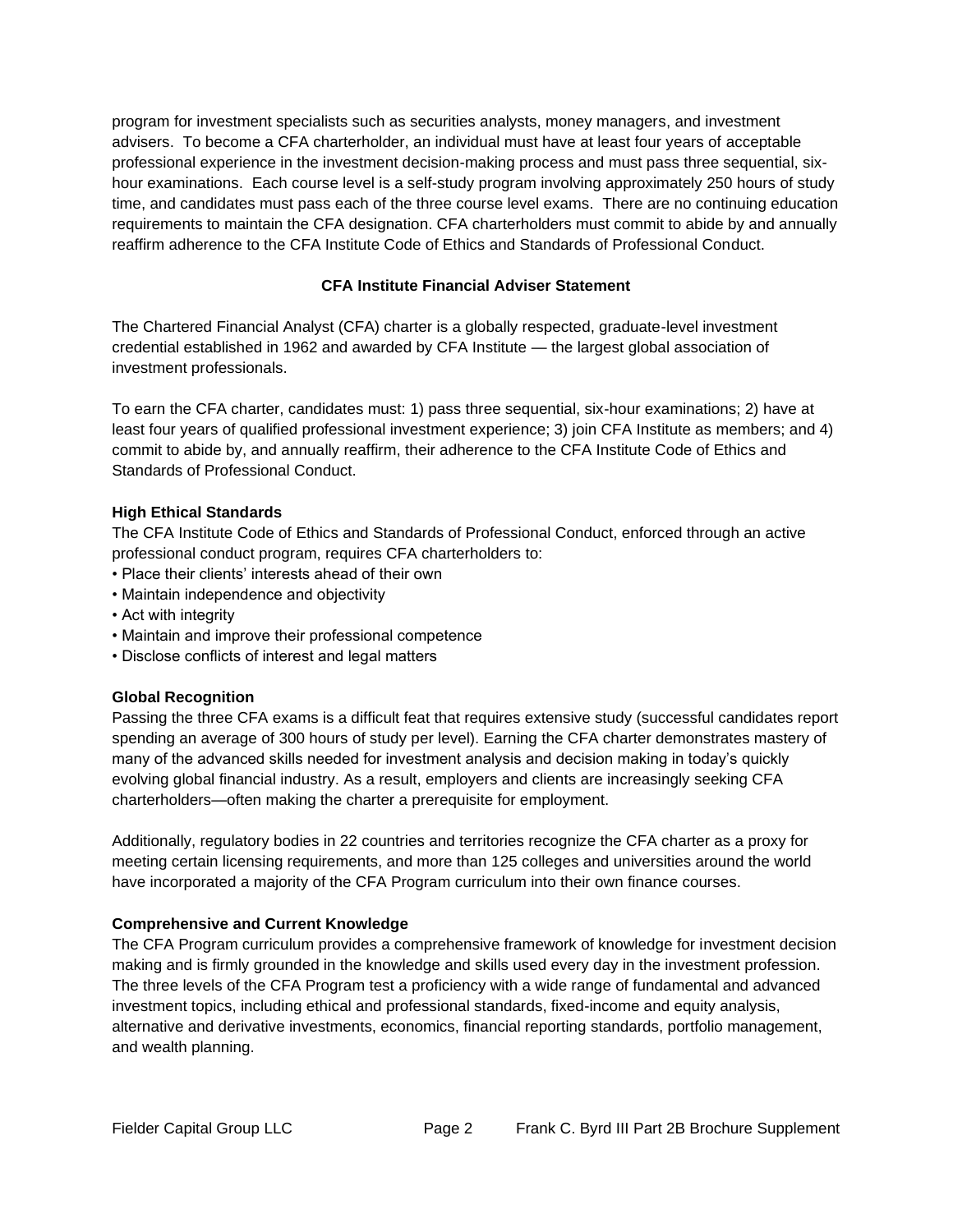program for investment specialists such as securities analysts, money managers, and investment advisers. To become a CFA charterholder, an individual must have at least four years of acceptable professional experience in the investment decision-making process and must pass three sequential, six-hour examinations. Each course level is a self-study program involving approximately 250 hours of study time, and candidates must pass each of the three course level exams. There are no continuing education requirements to maintain the CFA designation. CFA charterholders must commit to abide by and annually reaffirm adherence to the CFA Institute Code of Ethics and Standards of Professional Conduct.

### CFA Institute Financial Adviser Statement

The Chartered Financial Analyst (CFA) charter is a globally respected, graduate-level investment credential established in 1962 and awarded by CFA Institute — the largest global association of investment professionals.

To earn the CFA charter, candidates must: 1) pass three sequential, six-hour examinations; 2) have at least four years of qualified professional investment experience; 3) join CFA Institute as members; and 4) commit to abide by, and annually reaffirm, their adherence to the CFA Institute Code of Ethics and Standards of Professional Conduct.

**High Ethical Standards**

The CFA Institute Code of Ethics and Standards of Professional Conduct, enforced through an active professional conduct program, requires CFA charterholders to:

- Place their clients' interests ahead of their own
- Maintain independence and objectivity
- Act with integrity
- Maintain and improve their professional competence
- Disclose conflicts of interest and legal matters

**Global Recognition**

Passing the three CFA exams is a difficult feat that requires extensive study (successful candidates report spending an average of 300 hours of study per level). Earning the CFA charter demonstrates mastery of many of the advanced skills needed for investment analysis and decision making in today's quickly evolving global financial industry. As a result, employers and clients are increasingly seeking CFA charterholders—often making the charter a prerequisite for employment.

Additionally, regulatory bodies in 22 countries and territories recognize the CFA charter as a proxy for meeting certain licensing requirements, and more than 125 colleges and universities around the world have incorporated a majority of the CFA Program curriculum into their own finance courses.

**Comprehensive and Current Knowledge**

The CFA Program curriculum provides a comprehensive framework of knowledge for investment decision making and is firmly grounded in the knowledge and skills used every day in the investment profession. The three levels of the CFA Program test a proficiency with a wide range of fundamental and advanced investment topics, including ethical and professional standards, fixed-income and equity analysis, alternative and derivative investments, economics, financial reporting standards, portfolio management, and wealth planning.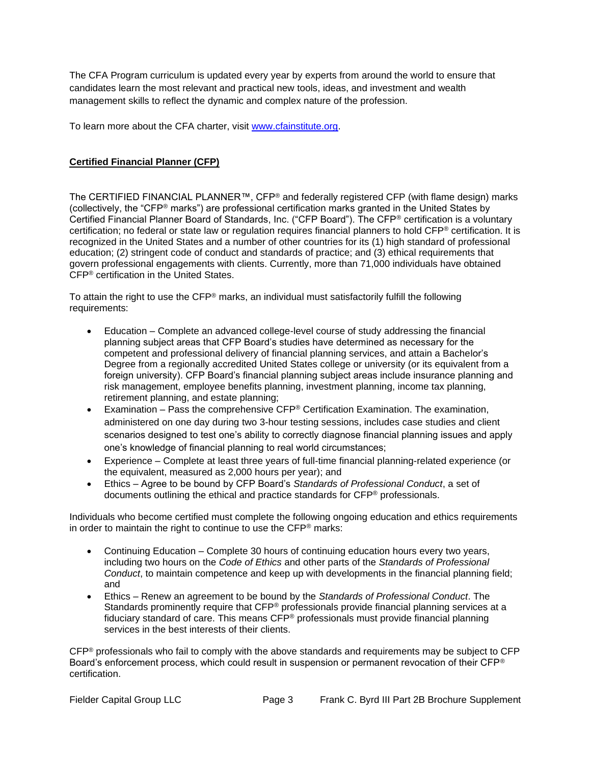The CFA Program curriculum is updated every year by experts from around the world to ensure that candidates learn the most relevant and practical new tools, ideas, and investment and wealth management skills to reflect the dynamic and complex nature of the profession.

To learn more about the CFA charter, visit [www.cfainstitute.org](http://www.cfainstitute.org).

**Certified Financial Planner (CFP)**

The CERTIFIED FINANCIAL PLANNER™, CFP® and federally registered CFP (with flame design) marks (collectively, the "CFP® marks") are professional certification marks granted in the United States by Certified Financial Planner Board of Standards, Inc. ("CFP Board"). The CFP® certification is a voluntary certification; no federal or state law or regulation requires financial planners to hold CFP® certification. It is recognized in the United States and a number of other countries for its (1) high standard of professional education; (2) stringent code of conduct and standards of practice; and (3) ethical requirements that govern professional engagements with clients. Currently, more than 71,000 individuals have obtained CFP® certification in the United States.

To attain the right to use the CFP® marks, an individual must satisfactorily fulfill the following requirements:

- Education – Complete an advanced college-level course of study addressing the financial planning subject areas that CFP Board's studies have determined as necessary for the competent and professional delivery of financial planning services, and attain a Bachelor's Degree from a regionally accredited United States college or university (or its equivalent from a foreign university). CFP Board's financial planning subject areas include insurance planning and risk management, employee benefits planning, investment planning, income tax planning, retirement planning, and estate planning;
- Examination – Pass the comprehensive CFP® Certification Examination. The examination, administered on one day during two 3-hour testing sessions, includes case studies and client scenarios designed to test one's ability to correctly diagnose financial planning issues and apply one's knowledge of financial planning to real world circumstances;
- Experience – Complete at least three years of full-time financial planning-related experience (or the equivalent, measured as 2,000 hours per year); and
- Ethics – Agree to be bound by CFP Board's *Standards of Professional Conduct*, a set of documents outlining the ethical and practice standards for CFP® professionals.

Individuals who become certified must complete the following ongoing education and ethics requirements in order to maintain the right to continue to use the CFP® marks:

- Continuing Education – Complete 30 hours of continuing education hours every two years, including two hours on the *Code of Ethics* and other parts of the *Standards of Professional Conduct*, to maintain competence and keep up with developments in the financial planning field; and
- Ethics – Renew an agreement to be bound by the *Standards of Professional Conduct*. The Standards prominently require that CFP® professionals provide financial planning services at a fiduciary standard of care. This means CFP® professionals must provide financial planning services in the best interests of their clients.

CFP® professionals who fail to comply with the above standards and requirements may be subject to CFP Board's enforcement process, which could result in suspension or permanent revocation of their CFP® certification.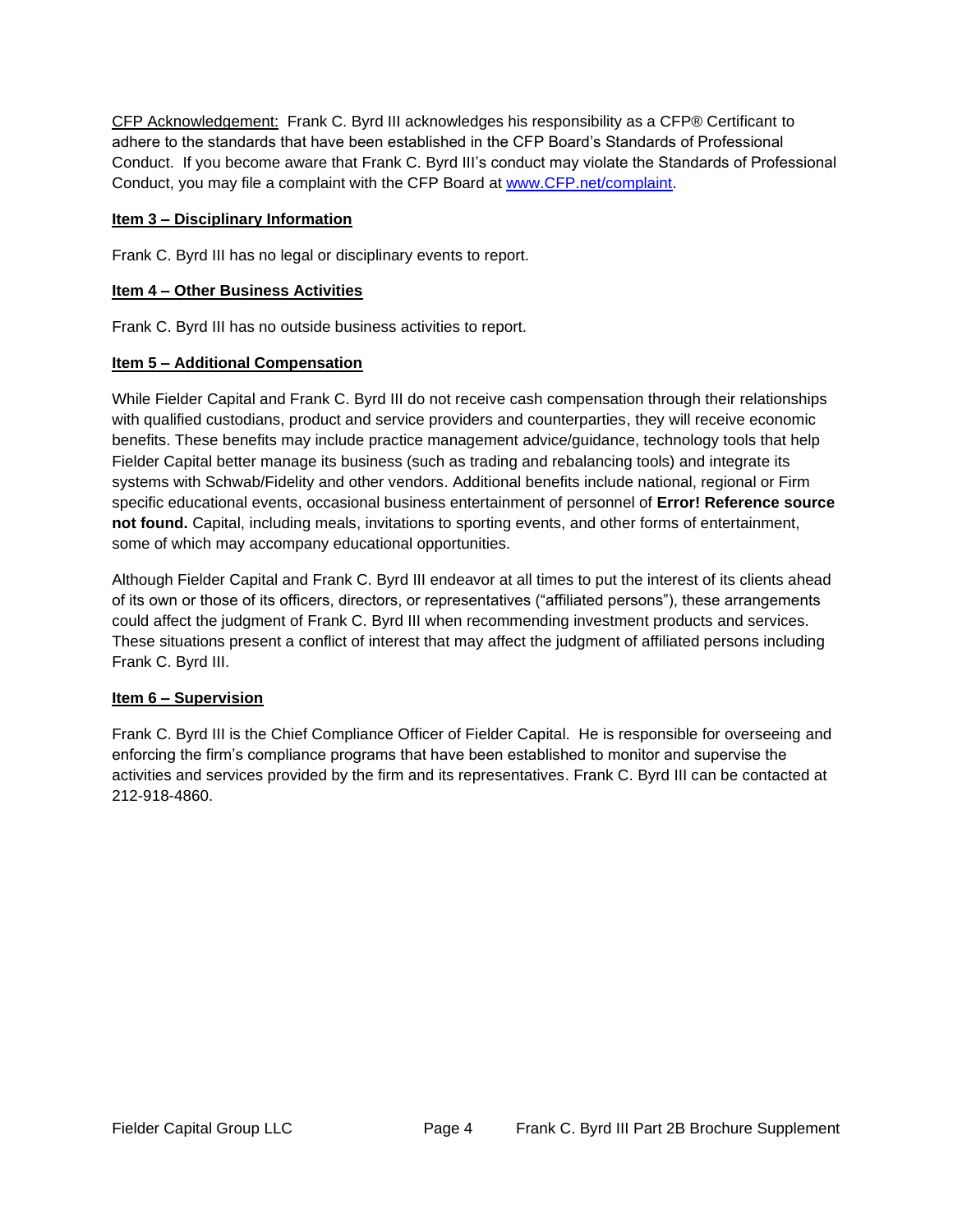CFP Acknowledgement: Frank C. Byrd III acknowledges his responsibility as a CFP® Certificant to adhere to the standards that have been established in the CFP Board's Standards of Professional Conduct. If you become aware that Frank C. Byrd III's conduct may violate the Standards of Professional Conduct, you may file a complaint with the CFP Board at [www.CFP.net/complaint](www.CFP.net/complaint).

**Item 3 – Disciplinary Information**

Frank C. Byrd III has no legal or disciplinary events to report.

**Item 4 – Other Business Activities**

Frank C. Byrd III has no outside business activities to report.

**Item 5 – Additional Compensation**

While Fielder Capital and Frank C. Byrd III do not receive cash compensation through their relationships with qualified custodians, product and service providers and counterparties, they will receive economic benefits. These benefits may include practice management advice/guidance, technology tools that help Fielder Capital better manage its business (such as trading and rebalancing tools) and integrate its systems with Schwab/Fidelity and other vendors. Additional benefits include national, regional or Firm specific educational events, occasional business entertainment of personnel of **Error! Reference source not found.** Capital, including meals, invitations to sporting events, and other forms of entertainment, some of which may accompany educational opportunities.

Although Fielder Capital and Frank C. Byrd III endeavor at all times to put the interest of its clients ahead of its own or those of its officers, directors, or representatives ("affiliated persons"), these arrangements could affect the judgment of Frank C. Byrd III when recommending investment products and services. These situations present a conflict of interest that may affect the judgment of affiliated persons including Frank C. Byrd III.

**Item 6 – Supervision**

Frank C. Byrd III is the Chief Compliance Officer of Fielder Capital. He is responsible for overseeing and enforcing the firm's compliance programs that have been established to monitor and supervise the activities and services provided by the firm and its representatives. Frank C. Byrd III can be contacted at 212-918-4860.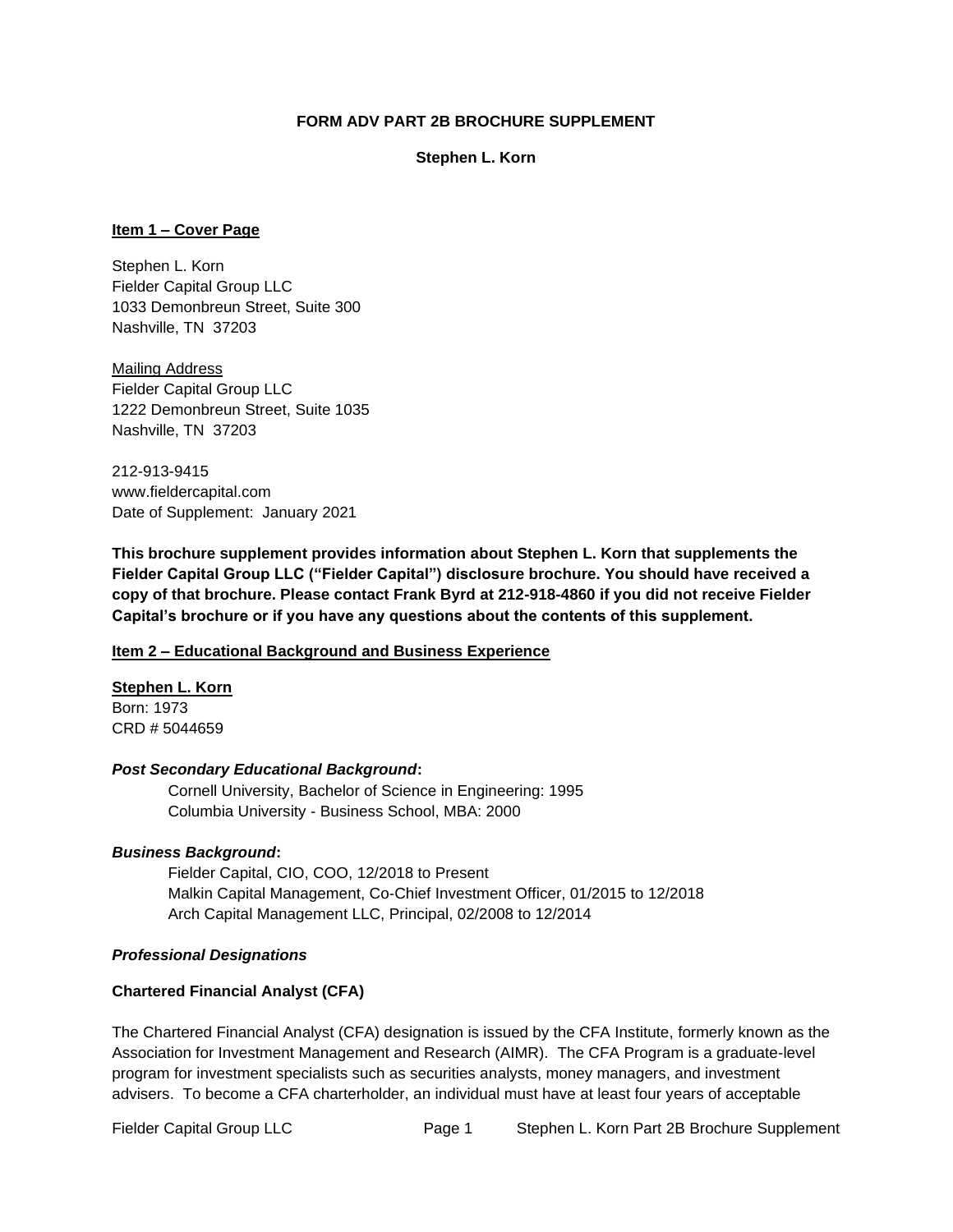# FORM ADV PART 2B BROCHURE SUPPLEMENT

**Stephen L. Korn**

## Item 1 – Cover Page

Stephen L. Korn
Fielder Capital Group LLC
1033 Demonbreun Street, Suite 300
Nashville, TN 37203

Mailing Address
Fielder Capital Group LLC
1222 Demonbreun Street, Suite 1035
Nashville, TN 37203

212-913-9415
www.fieldercapital.com
Date of Supplement: January 2021

**This brochure supplement provides information about Stephen L. Korn that supplements the Fielder Capital Group LLC ("Fielder Capital") disclosure brochure. You should have received a copy of that brochure. Please contact Frank Byrd at 212-918-4860 if you did not receive Fielder Capital's brochure or if you have any questions about the contents of this supplement.**

## Item 2 – Educational Background and Business Experience

**Stephen L. Korn**
Born: 1973
CRD # 5044659

***Post Secondary Educational Background*:**

Cornell University, Bachelor of Science in Engineering: 1995
Columbia University - Business School, MBA: 2000

***Business Background*:**

Fielder Capital, CIO, COO, 12/2018 to Present
Malkin Capital Management, Co-Chief Investment Officer, 01/2015 to 12/2018
Arch Capital Management LLC, Principal, 02/2008 to 12/2014

***Professional Designations***

**Chartered Financial Analyst (CFA)**

The Chartered Financial Analyst (CFA) designation is issued by the CFA Institute, formerly known as the Association for Investment Management and Research (AIMR). The CFA Program is a graduate-level program for investment specialists such as securities analysts, money managers, and investment advisers. To become a CFA charterholder, an individual must have at least four years of acceptable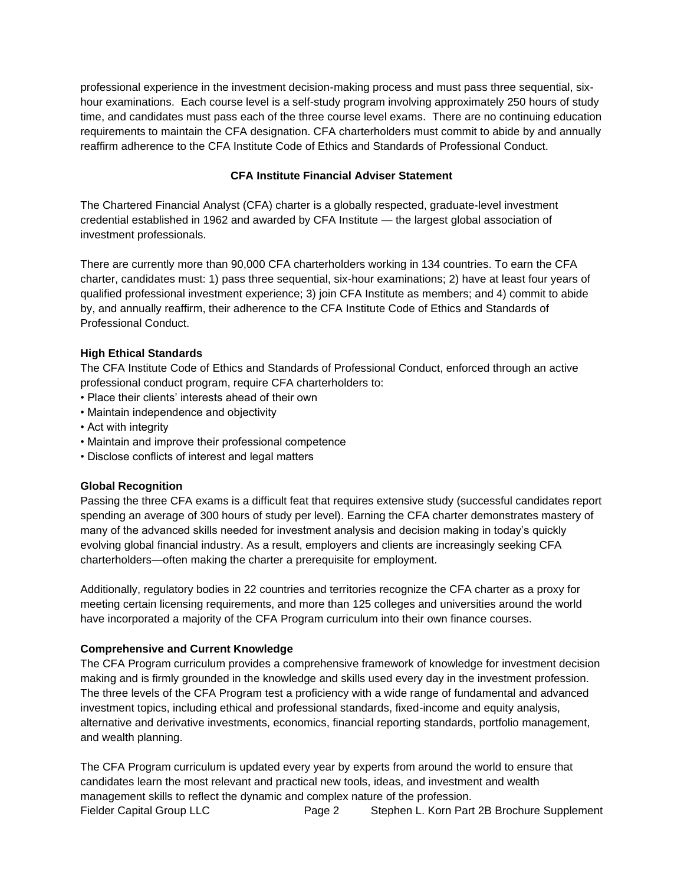professional experience in the investment decision-making process and must pass three sequential, six-hour examinations. Each course level is a self-study program involving approximately 250 hours of study time, and candidates must pass each of the three course level exams. There are no continuing education requirements to maintain the CFA designation. CFA charterholders must commit to abide by and annually reaffirm adherence to the CFA Institute Code of Ethics and Standards of Professional Conduct.

## CFA Institute Financial Adviser Statement

The Chartered Financial Analyst (CFA) charter is a globally respected, graduate-level investment credential established in 1962 and awarded by CFA Institute — the largest global association of investment professionals.

There are currently more than 90,000 CFA charterholders working in 134 countries. To earn the CFA charter, candidates must: 1) pass three sequential, six-hour examinations; 2) have at least four years of qualified professional investment experience; 3) join CFA Institute as members; and 4) commit to abide by, and annually reaffirm, their adherence to the CFA Institute Code of Ethics and Standards of Professional Conduct.

### High Ethical Standards

The CFA Institute Code of Ethics and Standards of Professional Conduct, enforced through an active professional conduct program, require CFA charterholders to:

- Place their clients' interests ahead of their own
- Maintain independence and objectivity
- Act with integrity
- Maintain and improve their professional competence
- Disclose conflicts of interest and legal matters

### Global Recognition

Passing the three CFA exams is a difficult feat that requires extensive study (successful candidates report spending an average of 300 hours of study per level). Earning the CFA charter demonstrates mastery of many of the advanced skills needed for investment analysis and decision making in today's quickly evolving global financial industry. As a result, employers and clients are increasingly seeking CFA charterholders—often making the charter a prerequisite for employment.

Additionally, regulatory bodies in 22 countries and territories recognize the CFA charter as a proxy for meeting certain licensing requirements, and more than 125 colleges and universities around the world have incorporated a majority of the CFA Program curriculum into their own finance courses.

### Comprehensive and Current Knowledge

The CFA Program curriculum provides a comprehensive framework of knowledge for investment decision making and is firmly grounded in the knowledge and skills used every day in the investment profession. The three levels of the CFA Program test a proficiency with a wide range of fundamental and advanced investment topics, including ethical and professional standards, fixed-income and equity analysis, alternative and derivative investments, economics, financial reporting standards, portfolio management, and wealth planning.

The CFA Program curriculum is updated every year by experts from around the world to ensure that candidates learn the most relevant and practical new tools, ideas, and investment and wealth management skills to reflect the dynamic and complex nature of the profession.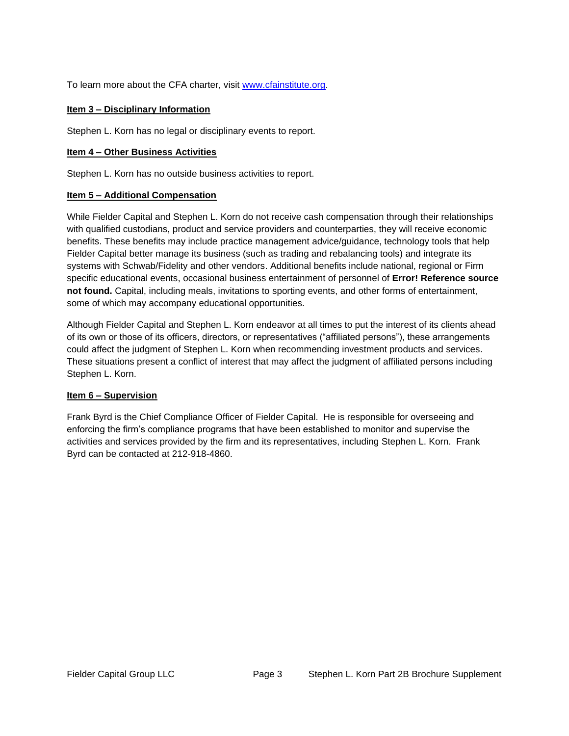To learn more about the CFA charter, visit www.cfainstitute.org.

## Item 3 – Disciplinary Information

Stephen L. Korn has no legal or disciplinary events to report.

## Item 4 – Other Business Activities

Stephen L. Korn has no outside business activities to report.

## Item 5 – Additional Compensation

While Fielder Capital and Stephen L. Korn do not receive cash compensation through their relationships with qualified custodians, product and service providers and counterparties, they will receive economic benefits. These benefits may include practice management advice/guidance, technology tools that help Fielder Capital better manage its business (such as trading and rebalancing tools) and integrate its systems with Schwab/Fidelity and other vendors. Additional benefits include national, regional or Firm specific educational events, occasional business entertainment of personnel of **Error! Reference source not found.** Capital, including meals, invitations to sporting events, and other forms of entertainment, some of which may accompany educational opportunities.

Although Fielder Capital and Stephen L. Korn endeavor at all times to put the interest of its clients ahead of its own or those of its officers, directors, or representatives ("affiliated persons"), these arrangements could affect the judgment of Stephen L. Korn when recommending investment products and services. These situations present a conflict of interest that may affect the judgment of affiliated persons including Stephen L. Korn.

## Item 6 – Supervision

Frank Byrd is the Chief Compliance Officer of Fielder Capital. He is responsible for overseeing and enforcing the firm's compliance programs that have been established to monitor and supervise the activities and services provided by the firm and its representatives, including Stephen L. Korn. Frank Byrd can be contacted at 212-918-4860.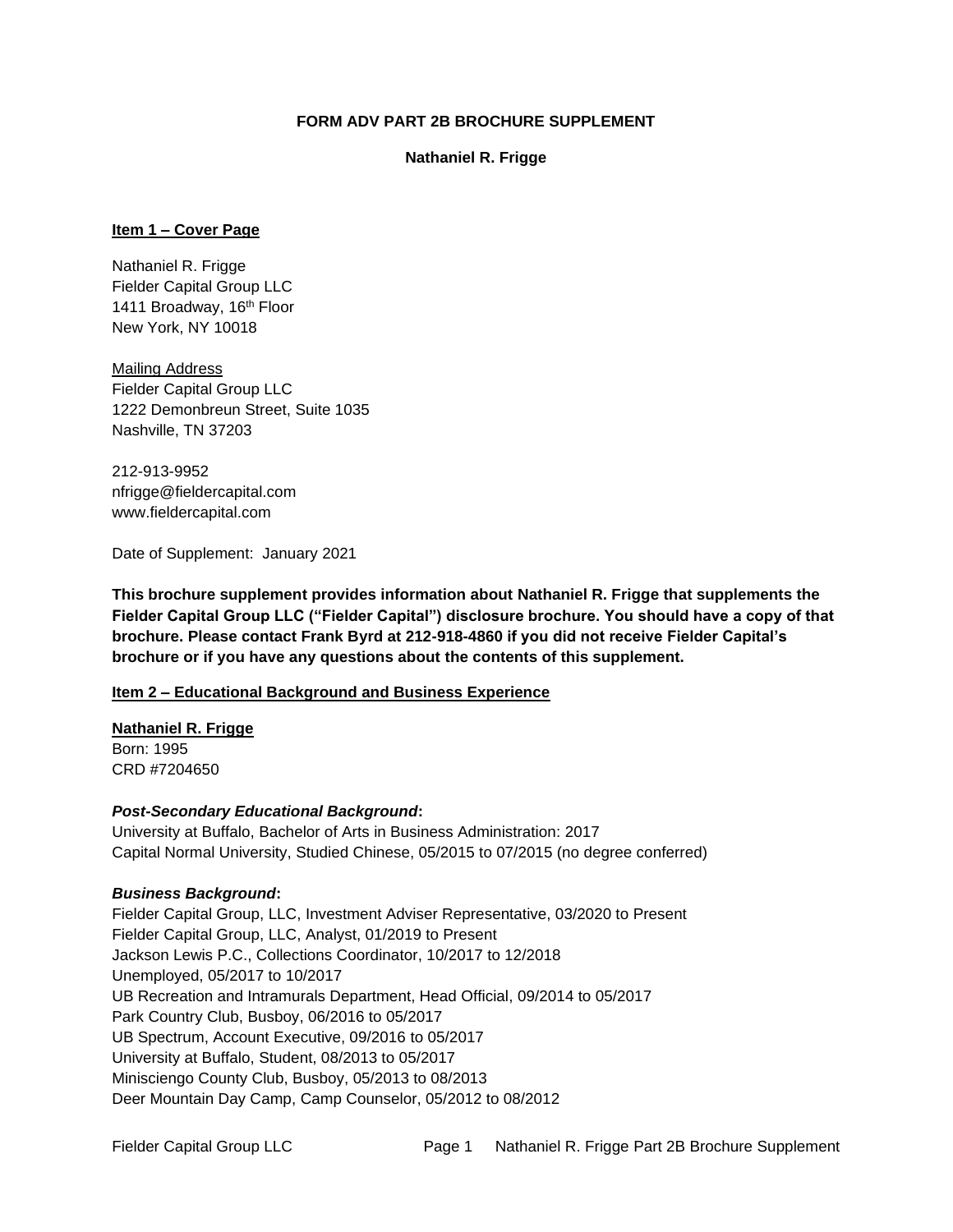**FORM ADV PART 2B BROCHURE SUPPLEMENT**

**Nathaniel R. Frigge**

**Item 1 – Cover Page**

Nathaniel R. Frigge
Fielder Capital Group LLC
1411 Broadway, 16th Floor
New York, NY 10018

Mailing Address
Fielder Capital Group LLC
1222 Demonbreun Street, Suite 1035
Nashville, TN 37203

212-913-9952
nfrigge@fieldercapital.com
www.fieldercapital.com

Date of Supplement: January 2021

**This brochure supplement provides information about Nathaniel R. Frigge that supplements the Fielder Capital Group LLC ("Fielder Capital") disclosure brochure. You should have a copy of that brochure. Please contact Frank Byrd at 212-918-4860 if you did not receive Fielder Capital's brochure or if you have any questions about the contents of this supplement.**

**Item 2 – Educational Background and Business Experience**

**Nathaniel R. Frigge**
Born: 1995
CRD #7204650

***Post-Secondary Educational Background*:**
University at Buffalo, Bachelor of Arts in Business Administration: 2017
Capital Normal University, Studied Chinese, 05/2015 to 07/2015 (no degree conferred)

***Business Background*:**
Fielder Capital Group, LLC, Investment Adviser Representative, 03/2020 to Present
Fielder Capital Group, LLC, Analyst, 01/2019 to Present
Jackson Lewis P.C., Collections Coordinator, 10/2017 to 12/2018
Unemployed, 05/2017 to 10/2017
UB Recreation and Intramurals Department, Head Official, 09/2014 to 05/2017
Park Country Club, Busboy, 06/2016 to 05/2017
UB Spectrum, Account Executive, 09/2016 to 05/2017
University at Buffalo, Student, 08/2013 to 05/2017
Minisciengo County Club, Busboy, 05/2013 to 08/2013
Deer Mountain Day Camp, Camp Counselor, 05/2012 to 08/2012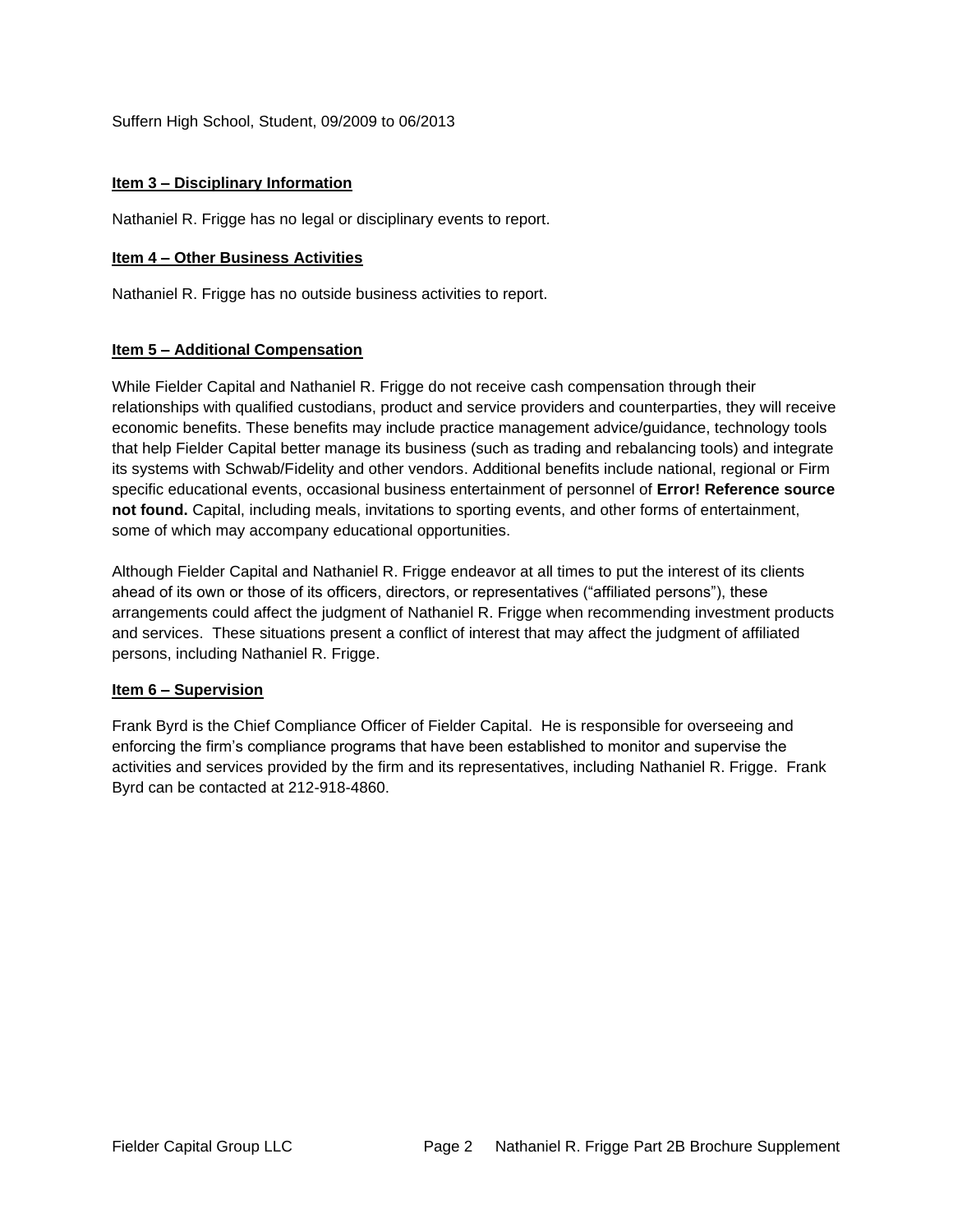Suffern High School, Student, 09/2009 to 06/2013

**Item 3 – Disciplinary Information**

Nathaniel R. Frigge has no legal or disciplinary events to report.

**Item 4 – Other Business Activities**

Nathaniel R. Frigge has no outside business activities to report.

**Item 5 – Additional Compensation**

While Fielder Capital and Nathaniel R. Frigge do not receive cash compensation through their relationships with qualified custodians, product and service providers and counterparties, they will receive economic benefits. These benefits may include practice management advice/guidance, technology tools that help Fielder Capital better manage its business (such as trading and rebalancing tools) and integrate its systems with Schwab/Fidelity and other vendors. Additional benefits include national, regional or Firm specific educational events, occasional business entertainment of personnel of **Error! Reference source not found.** Capital, including meals, invitations to sporting events, and other forms of entertainment, some of which may accompany educational opportunities.

Although Fielder Capital and Nathaniel R. Frigge endeavor at all times to put the interest of its clients ahead of its own or those of its officers, directors, or representatives ("affiliated persons"), these arrangements could affect the judgment of Nathaniel R. Frigge when recommending investment products and services. These situations present a conflict of interest that may affect the judgment of affiliated persons, including Nathaniel R. Frigge.

**Item 6 – Supervision**

Frank Byrd is the Chief Compliance Officer of Fielder Capital. He is responsible for overseeing and enforcing the firm's compliance programs that have been established to monitor and supervise the activities and services provided by the firm and its representatives, including Nathaniel R. Frigge. Frank Byrd can be contacted at 212-918-4860.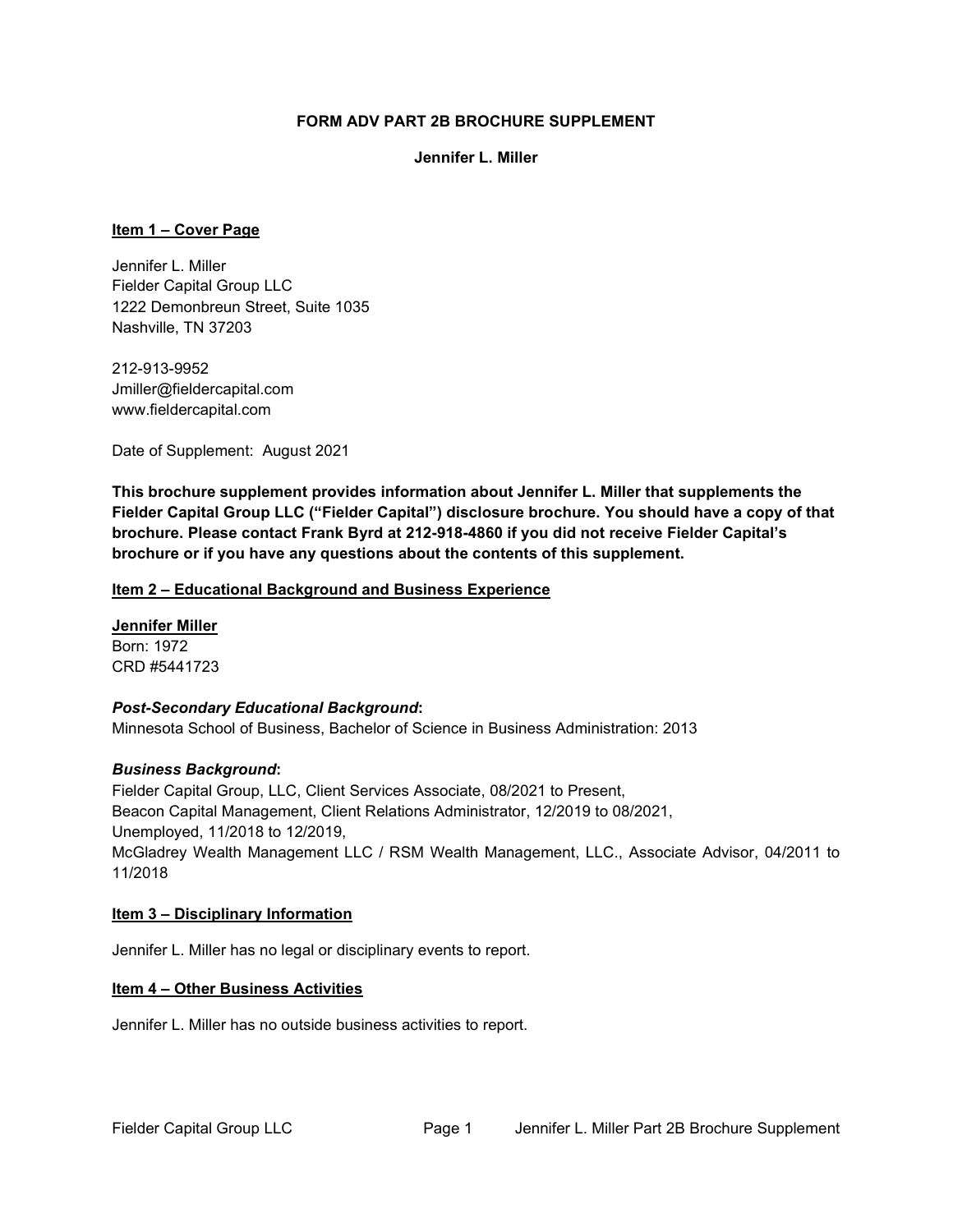**FORM ADV PART 2B BROCHURE SUPPLEMENT**

**Jennifer L. Miller**

## Item 1 – Cover Page

Jennifer L. Miller
Fielder Capital Group LLC
1222 Demonbreun Street, Suite 1035
Nashville, TN 37203

212-913-9952
Jmiller@fieldercapital.com
www.fieldercapital.com

Date of Supplement: August 2021

**This brochure supplement provides information about Jennifer L. Miller that supplements the Fielder Capital Group LLC ("Fielder Capital") disclosure brochure. You should have a copy of that brochure. Please contact Frank Byrd at 212-918-4860 if you did not receive Fielder Capital's brochure or if you have any questions about the contents of this supplement.**

## Item 2 – Educational Background and Business Experience

**Jennifer Miller**
Born: 1972
CRD #5441723

***Post-Secondary Educational Background*:**
Minnesota School of Business, Bachelor of Science in Business Administration: 2013

***Business Background*:**
Fielder Capital Group, LLC, Client Services Associate, 08/2021 to Present,
Beacon Capital Management, Client Relations Administrator, 12/2019 to 08/2021,
Unemployed, 11/2018 to 12/2019,
McGladrey Wealth Management LLC / RSM Wealth Management, LLC., Associate Advisor, 04/2011 to 11/2018

## Item 3 – Disciplinary Information

Jennifer L. Miller has no legal or disciplinary events to report.

## Item 4 – Other Business Activities

Jennifer L. Miller has no outside business activities to report.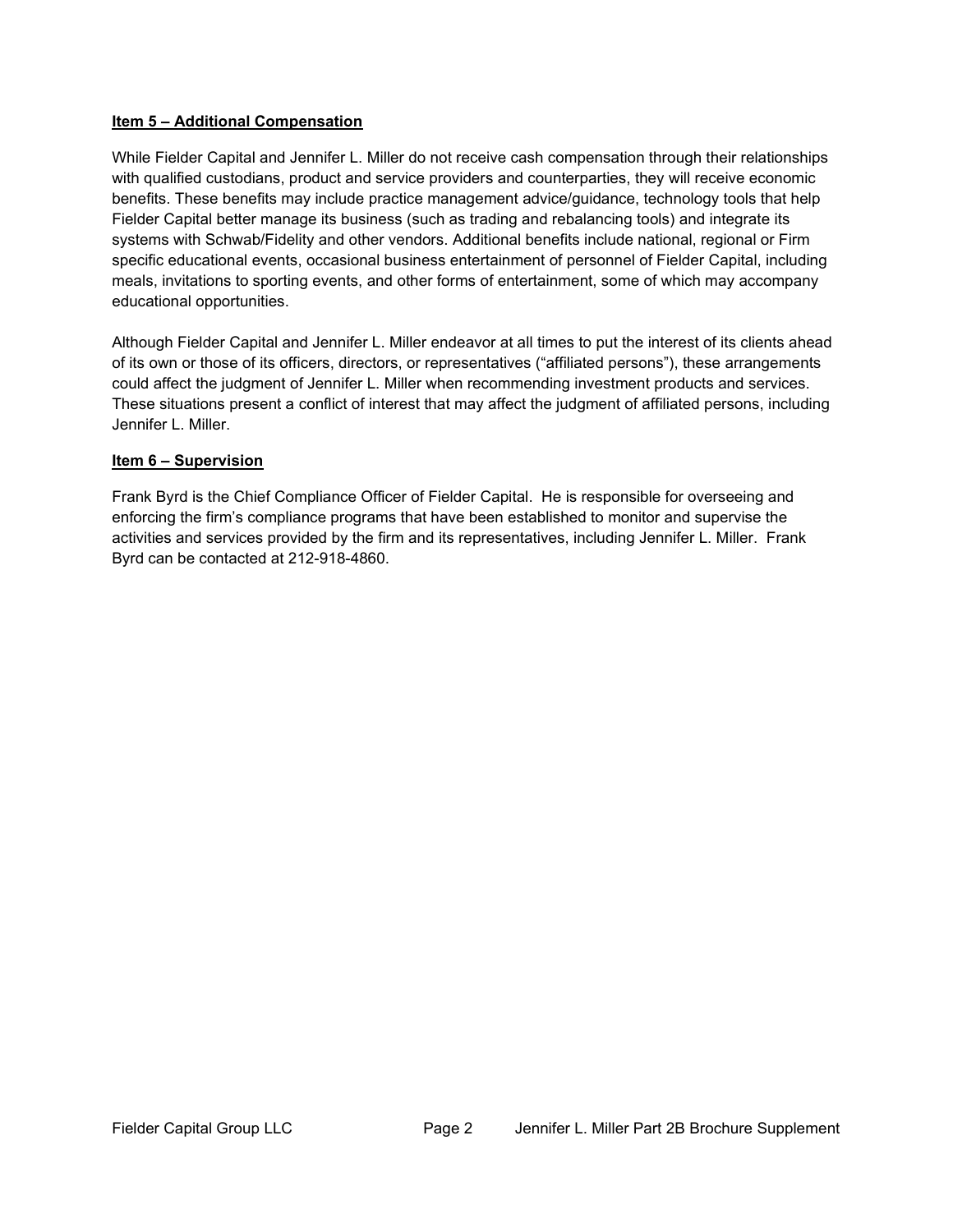**Item 5 – Additional Compensation**

While Fielder Capital and Jennifer L. Miller do not receive cash compensation through their relationships with qualified custodians, product and service providers and counterparties, they will receive economic benefits. These benefits may include practice management advice/guidance, technology tools that help Fielder Capital better manage its business (such as trading and rebalancing tools) and integrate its systems with Schwab/Fidelity and other vendors. Additional benefits include national, regional or Firm specific educational events, occasional business entertainment of personnel of Fielder Capital, including meals, invitations to sporting events, and other forms of entertainment, some of which may accompany educational opportunities.

Although Fielder Capital and Jennifer L. Miller endeavor at all times to put the interest of its clients ahead of its own or those of its officers, directors, or representatives ("affiliated persons"), these arrangements could affect the judgment of Jennifer L. Miller when recommending investment products and services. These situations present a conflict of interest that may affect the judgment of affiliated persons, including Jennifer L. Miller.

**Item 6 – Supervision**

Frank Byrd is the Chief Compliance Officer of Fielder Capital. He is responsible for overseeing and enforcing the firm's compliance programs that have been established to monitor and supervise the activities and services provided by the firm and its representatives, including Jennifer L. Miller. Frank Byrd can be contacted at 212-918-4860.